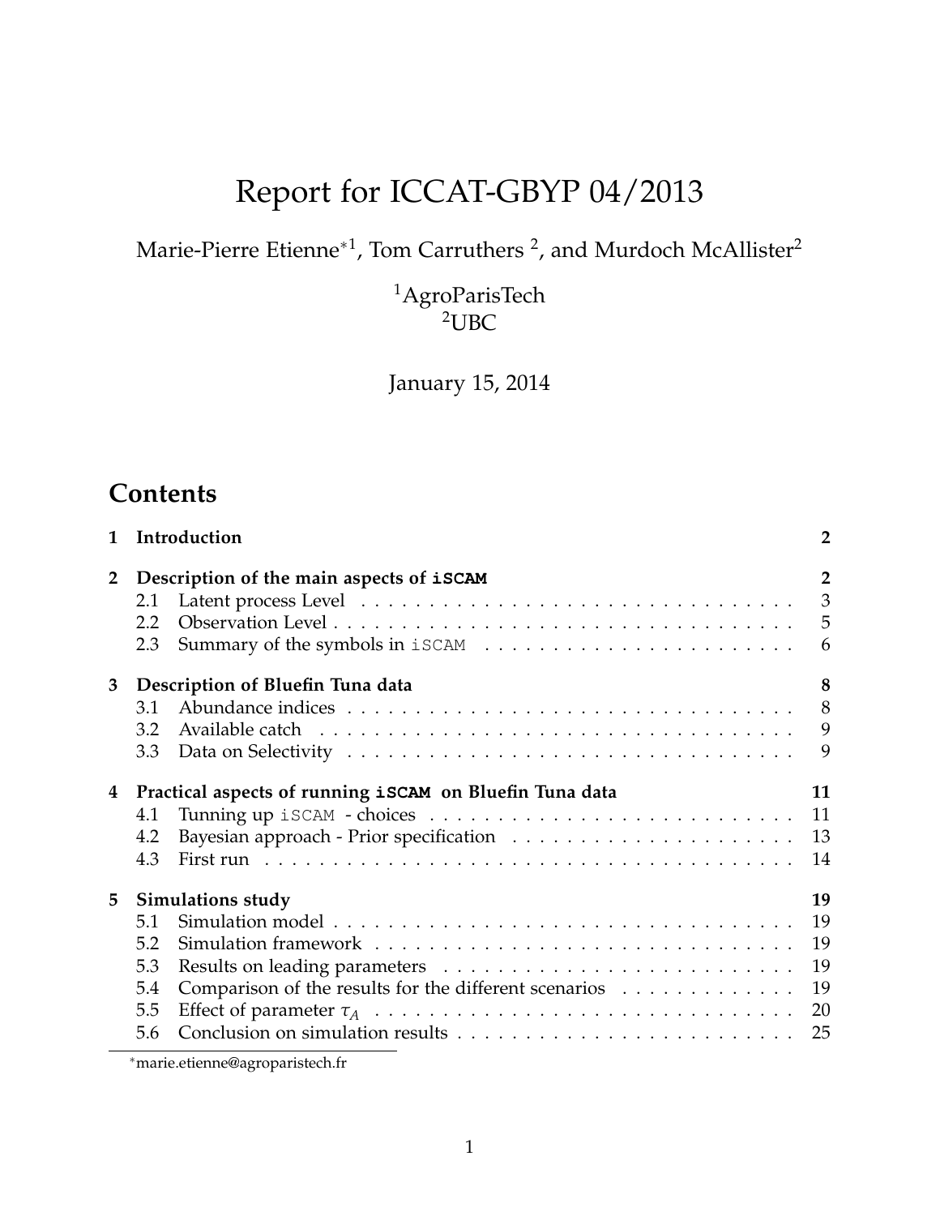# Report for ICCAT-GBYP 04/2013

Marie-Pierre Etienne*[1], Tom Carruthers [2], and Murdoch McAllister[2]

[1]AgroParisTech
[2]UBC

January 15, 2014

## Contents

| | | |
|---|---|---|
| **1** | **Introduction** | **2** |
| **2** | **Description of the main aspects of iSCAM** | **2** |
| 2.1 | Latent process Level | 3 |
| 2.2 | Observation Level | 5 |
| 2.3 | Summary of the symbols in iSCAM | 6 |
| **3** | **Description of Bluefin Tuna data** | **8** |
| 3.1 | Abundance indices | 8 |
| 3.2 | Available catch | 9 |
| 3.3 | Data on Selectivity | 9 |
| **4** | **Practical aspects of running iSCAM on Bluefin Tuna data** | **11** |
| 4.1 | Tunning up iSCAM - choices | 11 |
| 4.2 | Bayesian approach - Prior specification | 13 |
| 4.3 | First run | 14 |
| **5** | **Simulations study** | **19** |
| 5.1 | Simulation model | 19 |
| 5.2 | Simulation framework | 19 |
| 5.3 | Results on leading parameters | 19 |
| 5.4 | Comparison of the results for the different scenarios | 19 |
| 5.5 | Effect of parameter $\tau_A$ | 20 |
| 5.6 | Conclusion on simulation results | 25 |

*marie.etienne@agroparistech.fr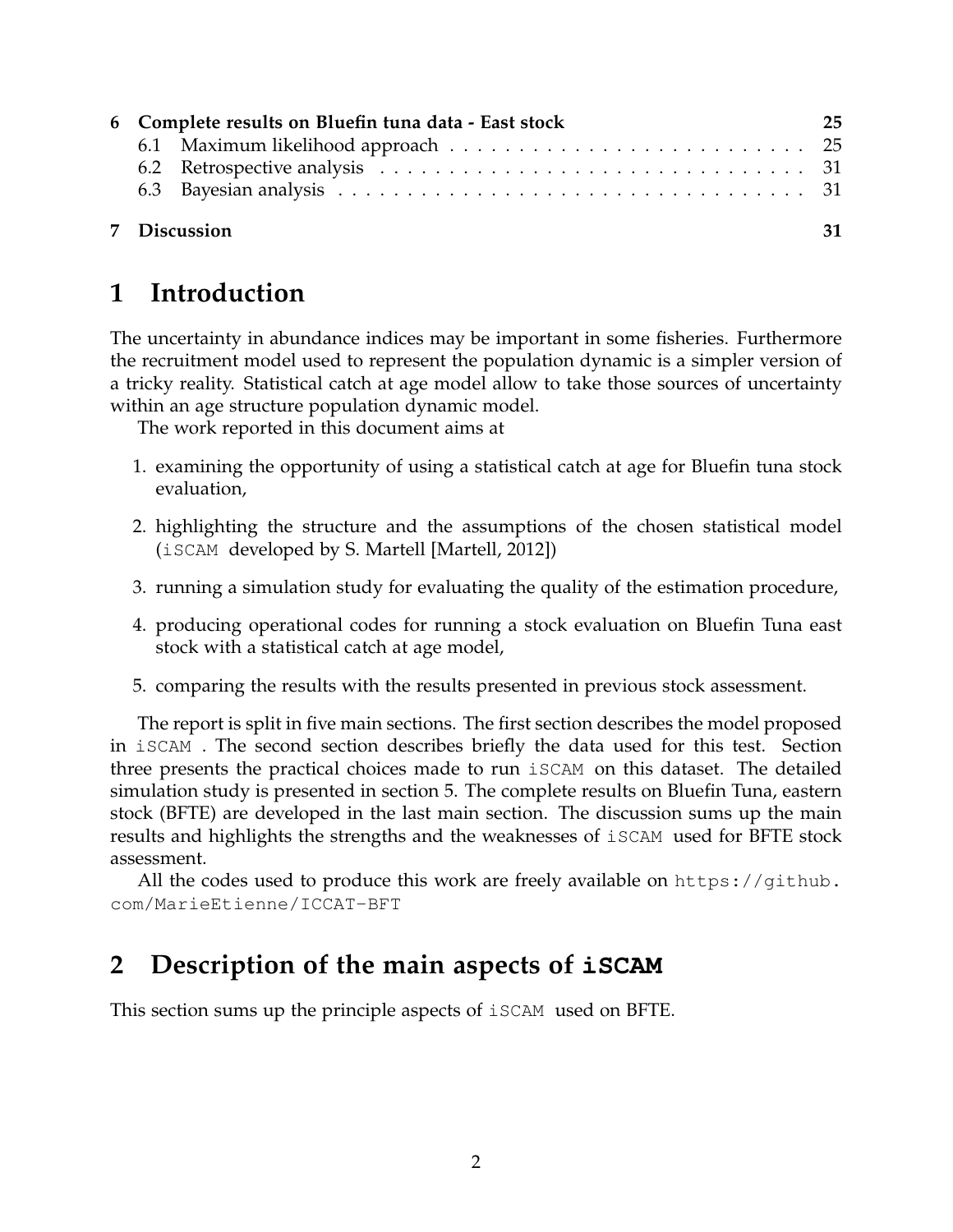| | | |
|---|---|---|
| **6** | **Complete results on Bluefin tuna data - East stock** | **25** |
| 6.1 | Maximum likelihood approach | 25 |
| 6.2 | Retrospective analysis | 31 |
| 6.3 | Bayesian analysis | 31 |
| **7** | **Discussion** | **31** |

# 1 Introduction

The uncertainty in abundance indices may be important in some fisheries. Furthermore the recruitment model used to represent the population dynamic is a simpler version of a tricky reality. Statistical catch at age model allow to take those sources of uncertainty within an age structure population dynamic model.

The work reported in this document aims at

1. examining the opportunity of using a statistical catch at age for Bluefin tuna stock evaluation,
2. highlighting the structure and the assumptions of the chosen statistical model (`iSCAM` developed by S. Martell [Martell, 2012])
3. running a simulation study for evaluating the quality of the estimation procedure,
4. producing operational codes for running a stock evaluation on Bluefin Tuna east stock with a statistical catch at age model,
5. comparing the results with the results presented in previous stock assessment.

The report is split in five main sections. The first section describes the model proposed in `iSCAM` . The second section describes briefly the data used for this test. Section three presents the practical choices made to run `iSCAM` on this dataset. The detailed simulation study is presented in section 5. The complete results on Bluefin Tuna, eastern stock (BFTE) are developed in the last main section. The discussion sums up the main results and highlights the strengths and the weaknesses of `iSCAM` used for BFTE stock assessment.

All the codes used to produce this work are freely available on `https://github.com/MarieEtienne/ICCAT-BFT`

# 2 Description of the main aspects of `iSCAM`

This section sums up the principle aspects of `iSCAM` used on BFTE.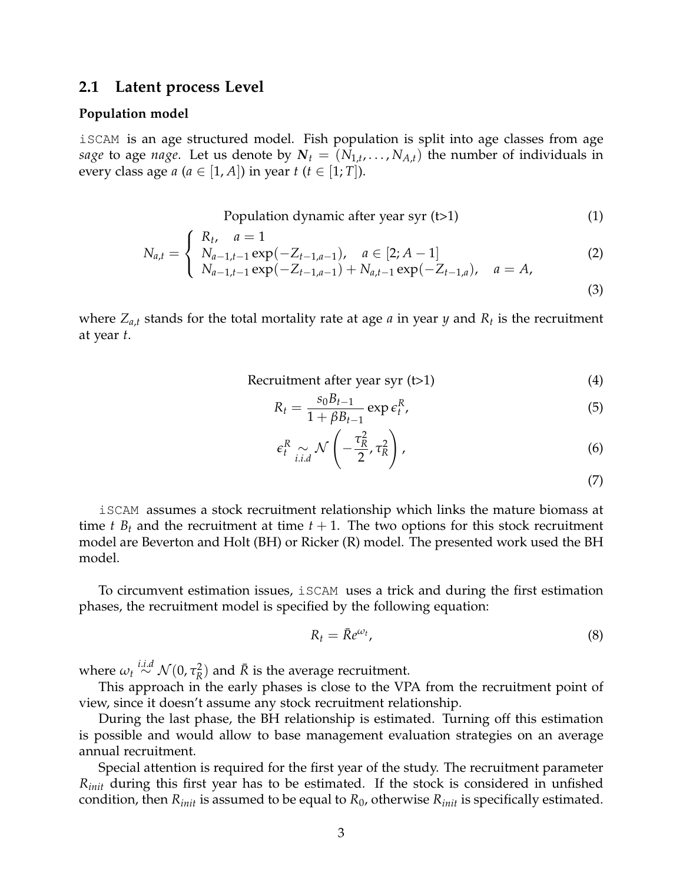## 2.1 Latent process Level

### Population model

iSCAM is an age structured model. Fish population is split into age classes from age *sage* to age *nage*. Let us denote by $\boldsymbol{N}_t = (N_{1,t}, \ldots, N_{A,t})$ the number of individuals in every class age $a$ ($a \in [1, A]$) in year $t$ ($t \in [1; T]$).

$$\text{Population dynamic after year syr (t>1)} \tag{1}$$

$$N_{a,t} = \begin{cases} R_t, \quad a = 1 \\ N_{a-1,t-1} \exp(-Z_{t-1,a-1}), \quad a \in [2; A-1] \\ N_{a-1,t-1} \exp(-Z_{t-1,a-1}) + N_{a,t-1} \exp(-Z_{t-1,a}), \quad a = A, \end{cases} \tag{2}$$

$$\tag{3}$$

where $Z_{a,t}$ stands for the total mortality rate at age $a$ in year $y$ and $R_t$ is the recruitment at year $t$.

$$\text{Recruitment after year syr (t>1)} \tag{4}$$

$$R_t = \frac{s_0 B_{t-1}}{1 + \beta B_{t-1}} \exp \epsilon_t^R, \tag{5}$$

$$\epsilon_t^R \underset{i.i.d}{\sim} \mathcal{N}\left(-\frac{\tau_R^2}{2}, \tau_R^2\right), \tag{6}$$

$$\tag{7}$$

iSCAM assumes a stock recruitment relationship which links the mature biomass at time $t$ $B_t$ and the recruitment at time $t+1$. The two options for this stock recruitment model are Beverton and Holt (BH) or Ricker (R) model. The presented work used the BH model.

To circumvent estimation issues, iSCAM uses a trick and during the first estimation phases, the recruitment model is specified by the following equation:

$$R_t = \bar{R} e^{\omega_t}, \tag{8}$$

where $\omega_t \overset{i.i.d}{\sim} \mathcal{N}(0, \tau_R^2)$ and $\bar{R}$ is the average recruitment.

This approach in the early phases is close to the VPA from the recruitment point of view, since it doesn't assume any stock recruitment relationship.

During the last phase, the BH relationship is estimated. Turning off this estimation is possible and would allow to base management evaluation strategies on an average annual recruitment.

Special attention is required for the first year of the study. The recruitment parameter $R_{init}$ during this first year has to be estimated. If the stock is considered in unfished condition, then $R_{init}$ is assumed to be equal to $R_0$, otherwise $R_{init}$ is specifically estimated.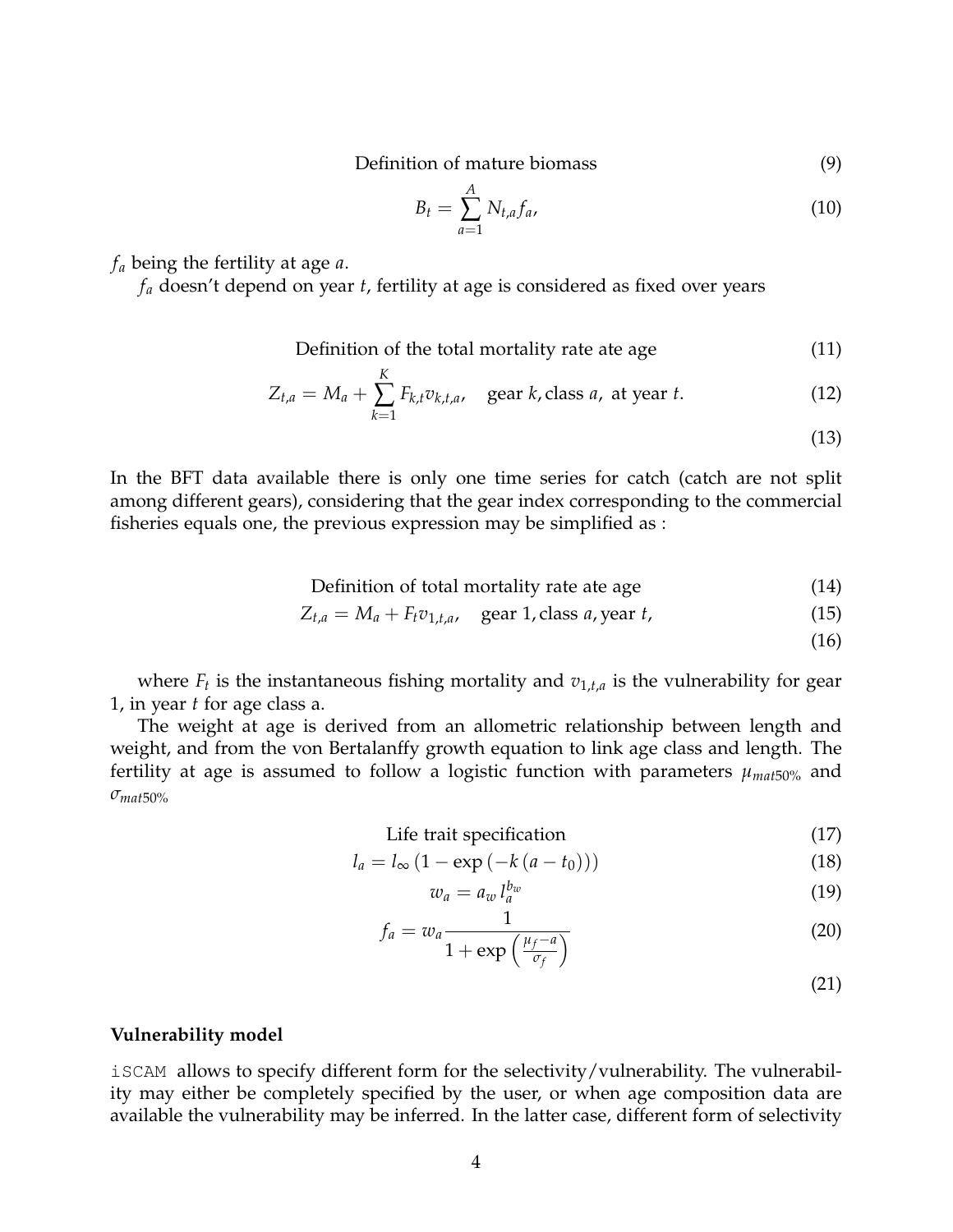$$\text{Definition of mature biomass} \tag{9}$$

$$B_t = \sum_{a=1}^{A} N_{t,a} f_a, \tag{10}$$

$f_a$ being the fertility at age $a$.

$f_a$ doesn't depend on year $t$, fertility at age is considered as fixed over years

$$\text{Definition of the total mortality rate ate age} \tag{11}$$

$$Z_{t,a} = M_a + \sum_{k=1}^{K} F_{k,t} v_{k,t,a}, \quad \text{gear } k, \text{class } a, \text{ at year } t. \tag{12}$$

$$\tag{13}$$

In the BFT data available there is only one time series for catch (catch are not split among different gears), considering that the gear index corresponding to the commercial fisheries equals one, the previous expression may be simplified as :

$$\text{Definition of total mortality rate ate age} \tag{14}$$

$$Z_{t,a} = M_a + F_t v_{1,t,a}, \quad \text{gear 1, class } a, \text{year } t, \tag{15}$$

$$\tag{16}$$

where $F_t$ is the instantaneous fishing mortality and $v_{1,t,a}$ is the vulnerability for gear 1, in year $t$ for age class a.

The weight at age is derived from an allometric relationship between length and weight, and from the von Bertalanffy growth equation to link age class and length. The fertility at age is assumed to follow a logistic function with parameters $\mu_{mat50\%}$ and $\sigma_{mat50\%}$

$$\text{Life trait specification} \tag{17}$$

$$l_a = l_\infty \left(1 - \exp\left(-k\left(a - t_0\right)\right)\right) \tag{18}$$

$$w_a = a_w \, l_a^{b_w} \tag{19}$$

$$f_a = w_a \frac{1}{1 + \exp\left(\frac{\mu_f - a}{\sigma_f}\right)} \tag{20}$$

$$\tag{21}$$

**Vulnerability model**

iSCAM allows to specify different form for the selectivity/vulnerability. The vulnerability may either be completely specified by the user, or when age composition data are available the vulnerability may be inferred. In the latter case, different form of selectivity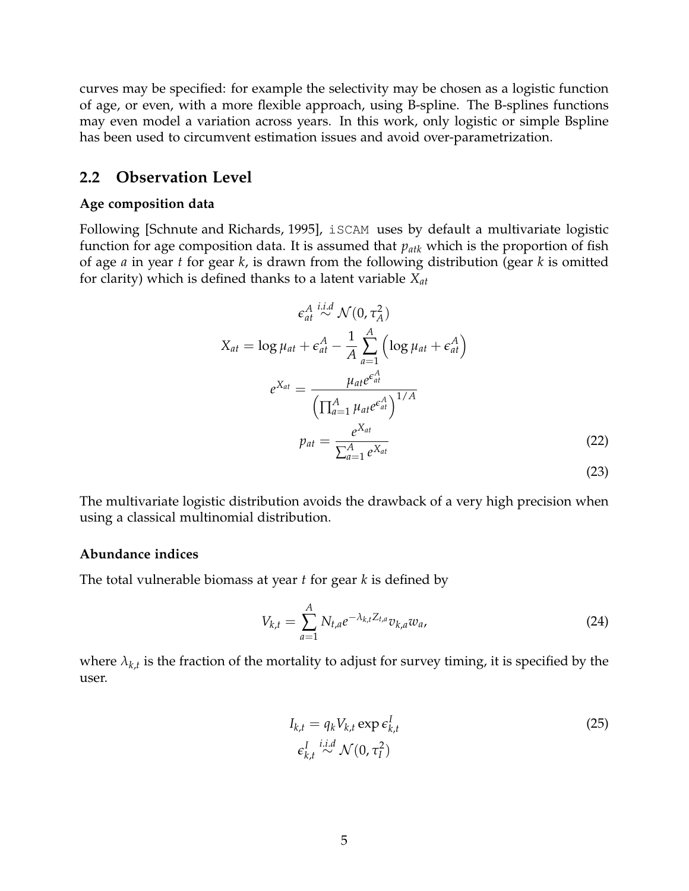curves may be specified: for example the selectivity may be chosen as a logistic function of age, or even, with a more flexible approach, using B-spline. The B-splines functions may even model a variation across years. In this work, only logistic or simple Bspline has been used to circumvent estimation issues and avoid over-parametrization.

## 2.2 Observation Level

**Age composition data**

Following [Schnute and Richards, 1995], `iSCAM` uses by default a multivariate logistic function for age composition data. It is assumed that $p_{atk}$ which is the proportion of fish of age $a$ in year $t$ for gear $k$, is drawn from the following distribution (gear $k$ is omitted for clarity) which is defined thanks to a latent variable $X_{at}$

$$\epsilon^A_{at} \overset{i.i.d}{\sim} \mathcal{N}(0, \tau_A^2)$$

$$X_{at} = \log \mu_{at} + \epsilon^A_{at} - \frac{1}{A} \sum_{a=1}^{A} \left( \log \mu_{at} + \epsilon^A_{at} \right)$$

$$e^{X_{at}} = \frac{\mu_{at} e^{\epsilon^A_{at}}}{\left( \prod_{a=1}^{A} \mu_{at} e^{\epsilon^A_{at}} \right)^{1/A}}$$

$$p_{at} = \frac{e^{X_{at}}}{\sum_{a=1}^{A} e^{X_{at}}} \tag{22}$$

$$\tag{23}$$

The multivariate logistic distribution avoids the drawback of a very high precision when using a classical multinomial distribution.

**Abundance indices**

The total vulnerable biomass at year $t$ for gear $k$ is defined by

$$V_{k,t} = \sum_{a=1}^{A} N_{t,a} e^{-\lambda_{k,t} Z_{t,a}} v_{k,a} w_a, \tag{24}$$

where $\lambda_{k,t}$ is the fraction of the mortality to adjust for survey timing, it is specified by the user.

$$I_{k,t} = q_k V_{k,t} \exp \epsilon^I_{k,t} \tag{25}$$

$$\epsilon^I_{k,t} \overset{i.i.d}{\sim} \mathcal{N}(0, \tau_I^2)$$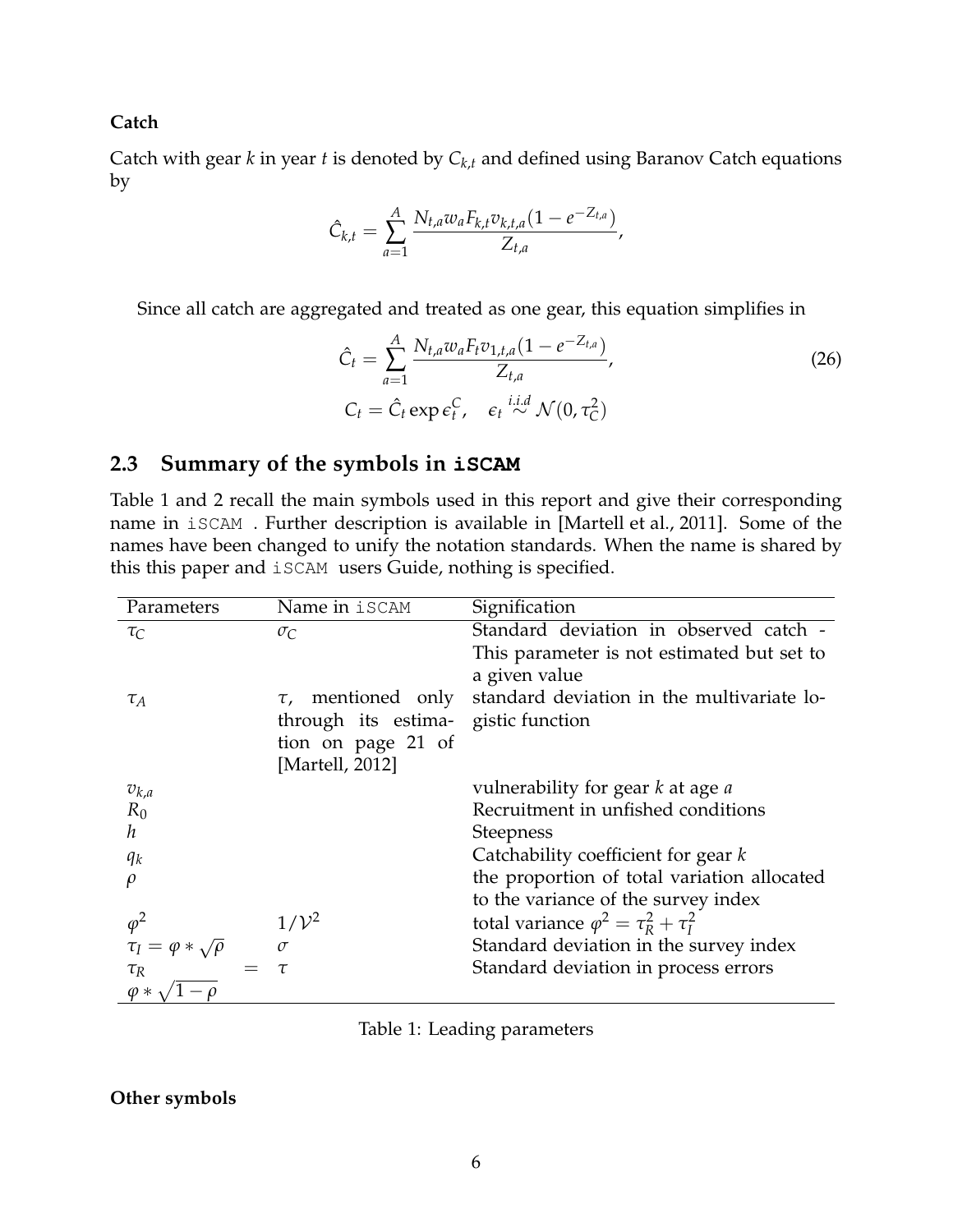**Catch**

Catch with gear $k$ in year $t$ is denoted by $C_{k,t}$ and defined using Baranov Catch equations by

$$\hat{C}_{k,t} = \sum_{a=1}^{A} \frac{N_{t,a} w_a F_{k,t} v_{k,t,a} (1 - e^{-Z_{t,a}})}{Z_{t,a}},$$

Since all catch are aggregated and treated as one gear, this equation simplifies in

$$\hat{C}_t = \sum_{a=1}^{A} \frac{N_{t,a} w_a F_t v_{1,t,a} (1 - e^{-Z_{t,a}})}{Z_{t,a}}, \tag{26}$$

$$C_t = \hat{C}_t \exp \epsilon_t^C, \quad \epsilon_t \overset{i.i.d}{\sim} \mathcal{N}(0, \tau_C^2)$$

## 2.3 Summary of the symbols in iSCAM

Table 1 and 2 recall the main symbols used in this report and give their corresponding name in iSCAM . Further description is available in [Martell et al., 2011]. Some of the names have been changed to unify the notation standards. When the name is shared by this this paper and iSCAM users Guide, nothing is specified.

| Parameters | Name in iSCAM | Signification |
|---|---|---|
| $\tau_C$ | $\sigma_C$ | Standard deviation in observed catch - This parameter is not estimated but set to a given value |
| $\tau_A$ | $\tau$, mentioned only through its estimation on page 21 of [Martell, 2012] | standard deviation in the multivariate logistic function |
| $v_{k,a}$ | | vulnerability for gear $k$ at age $a$ |
| $R_0$ | | Recruitment in unfished conditions |
| $h$ | | Steepness |
| $q_k$ | | Catchability coefficient for gear $k$ |
| $\rho$ | | the proportion of total variation allocated to the variance of the survey index |
| $\varphi^2$ | $1/\mathcal{V}^2$ | total variance $\varphi^2 = \tau_R^2 + \tau_I^2$ |
| $\tau_I = \varphi * \sqrt{\rho}$ | $\sigma$ | Standard deviation in the survey index |
| $\tau_R = \varphi * \sqrt{1-\rho}$ | $\tau$ | Standard deviation in process errors |

Table 1: Leading parameters

**Other symbols**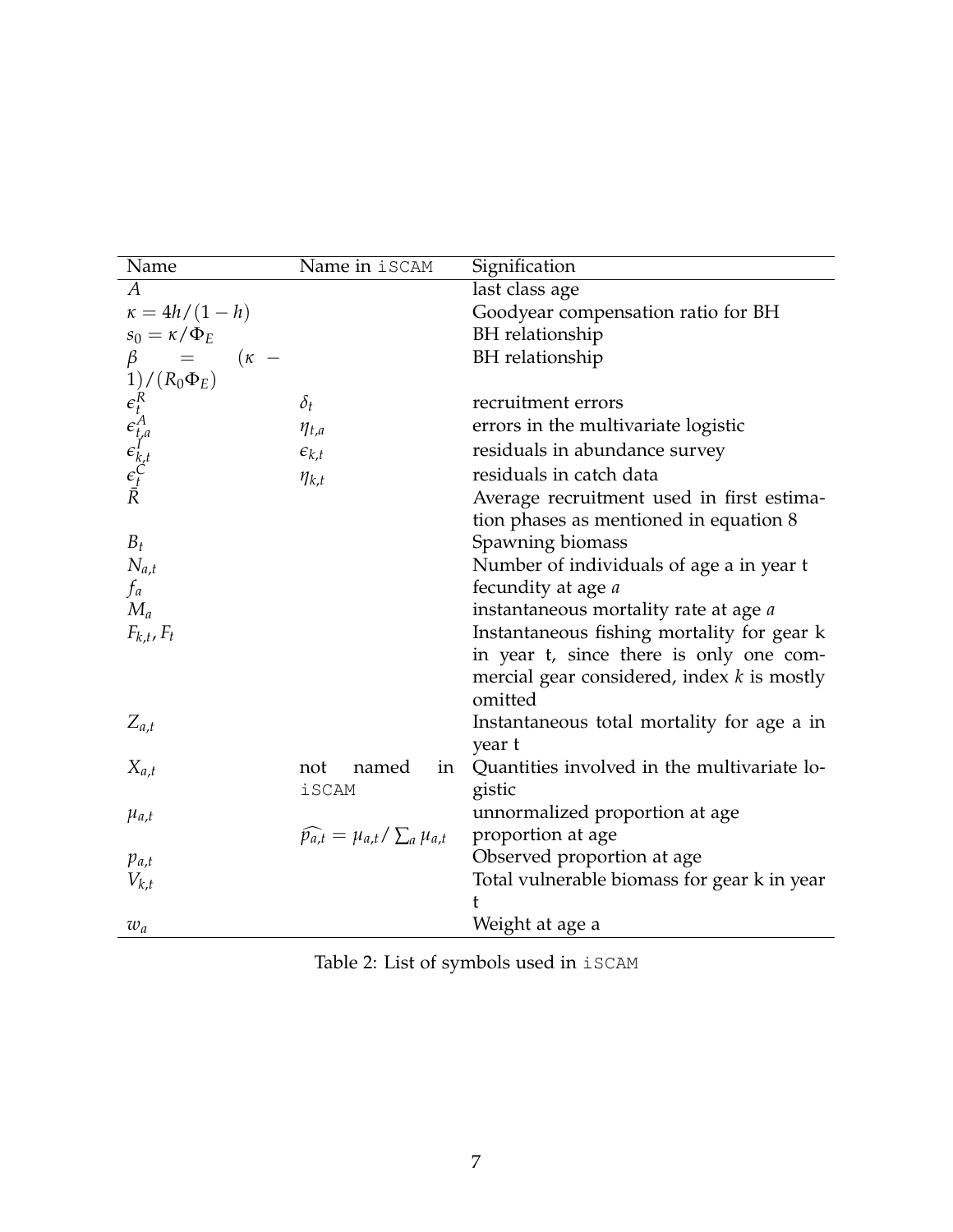| Name | Name in iSCAM | Signification |
|---|---|---|
| $A$ | | last class age |
| $\kappa = 4h/(1-h)$ | | Goodyear compensation ratio for BH |
| $s_0 = \kappa/\Phi_E$ | | BH relationship |
| $\beta = (\kappa - 1)/(R_0\Phi_E)$ | | BH relationship |
| $\epsilon_t^R$ | $\delta_t$ | recruitment errors |
| $\epsilon_{t,a}^A$ | $\eta_{t,a}$ | errors in the multivariate logistic |
| $\epsilon_{k,t}^I$ | $\epsilon_{k,t}$ | residuals in abundance survey |
| $\epsilon_t^C$ | $\eta_{k,t}$ | residuals in catch data |
| $\bar{R}$ | | Average recruitment used in first estimation phases as mentioned in equation 8 |
| $B_t$ | | Spawning biomass |
| $N_{a,t}$ | | Number of individuals of age a in year t |
| $f_a$ | | fecundity at age $a$ |
| $M_a$ | | instantaneous mortality rate at age $a$ |
| $F_{k,t}, F_t$ | | Instantaneous fishing mortality for gear k in year t, since there is only one commercial gear considered, index $k$ is mostly omitted |
| $Z_{a,t}$ | | Instantaneous total mortality for age a in year t |
| $X_{a,t}$ | not named in iSCAM | Quantities involved in the multivariate logistic |
| $\mu_{a,t}$ | | unnormalized proportion at age |
| | $\widehat{p_{a,t}} = \mu_{a,t}/\sum_a \mu_{a,t}$ | proportion at age |
| $p_{a,t}$ | | Observed proportion at age |
| $V_{k,t}$ | | Total vulnerable biomass for gear k in year t |
| $w_a$ | | Weight at age a |

Table 2: List of symbols used in iSCAM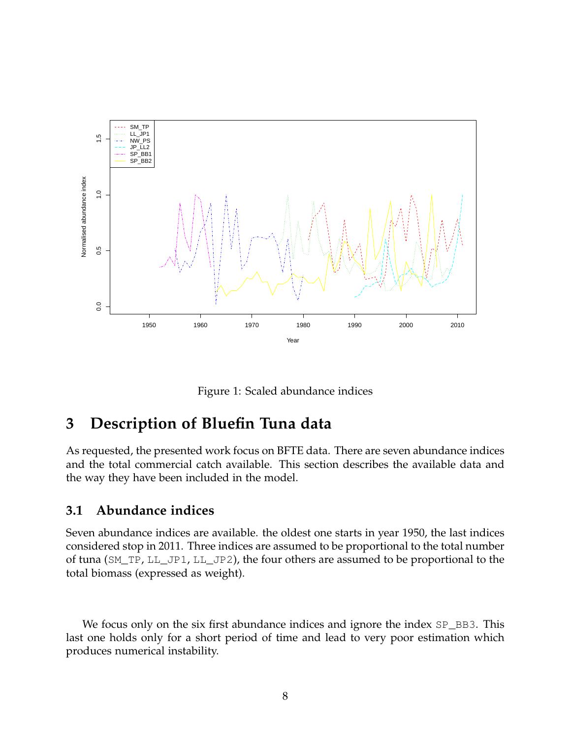Figure 1: Scaled abundance indices

## 3 Description of Bluefin Tuna data

As requested, the presented work focus on BFTE data. There are seven abundance indices and the total commercial catch available. This section describes the available data and the way they have been included in the model.

### 3.1 Abundance indices

Seven abundance indices are available. the oldest one starts in year 1950, the last indices considered stop in 2011. Three indices are assumed to be proportional to the total number of tuna (`SM_TP`, `LL_JP1`, `LL_JP2`), the four others are assumed to be proportional to the total biomass (expressed as weight).

We focus only on the six first abundance indices and ignore the index `SP_BB3`. This last one holds only for a short period of time and lead to very poor estimation which produces numerical instability.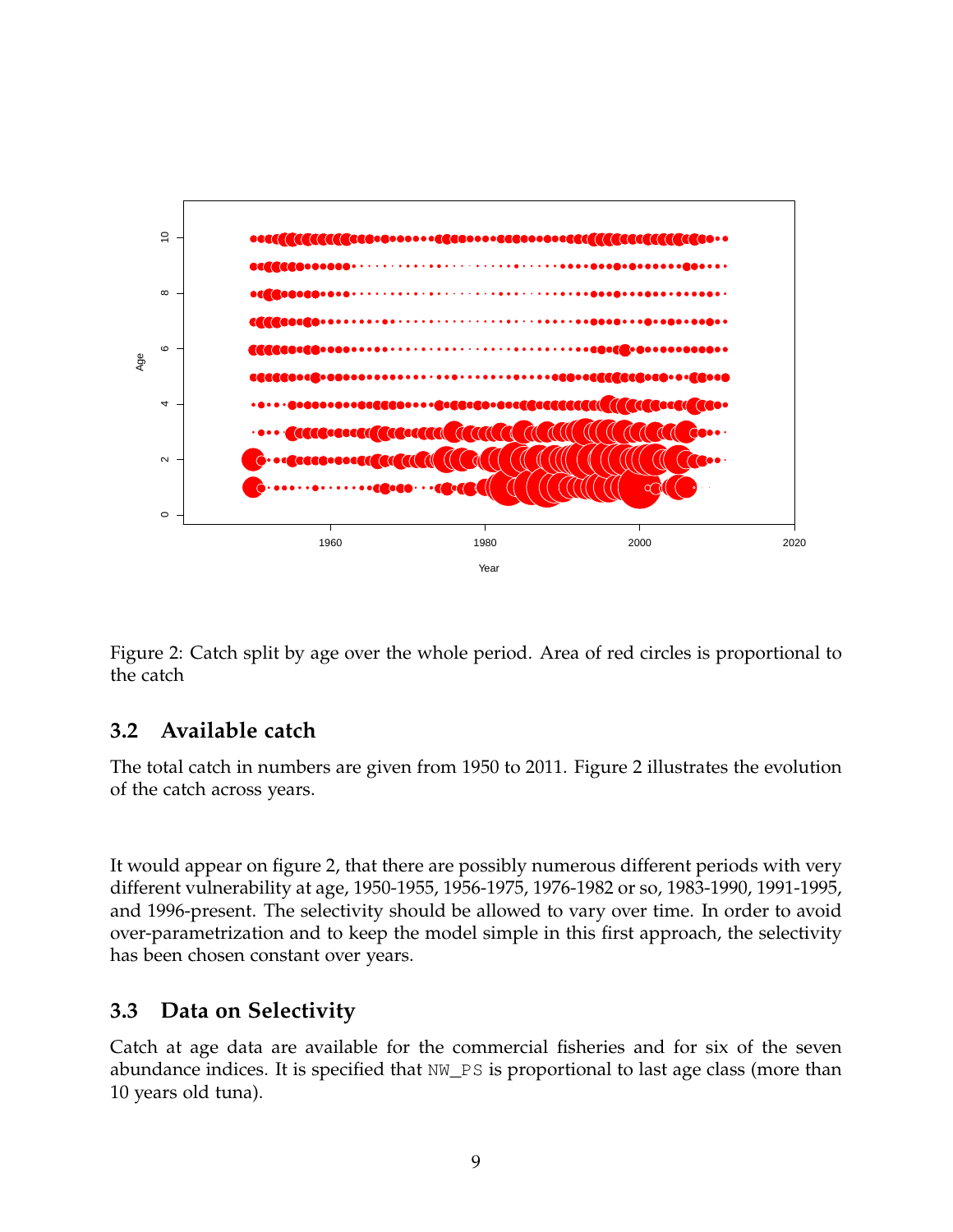Figure 2: Catch split by age over the whole period. Area of red circles is proportional to the catch

## 3.2 Available catch

The total catch in numbers are given from 1950 to 2011. Figure 2 illustrates the evolution of the catch across years.

It would appear on figure 2, that there are possibly numerous different periods with very different vulnerability at age, 1950-1955, 1956-1975, 1976-1982 or so, 1983-1990, 1991-1995, and 1996-present. The selectivity should be allowed to vary over time. In order to avoid over-parametrization and to keep the model simple in this first approach, the selectivity has been chosen constant over years.

## 3.3 Data on Selectivity

Catch at age data are available for the commercial fisheries and for six of the seven abundance indices. It is specified that NW_PS is proportional to last age class (more than 10 years old tuna).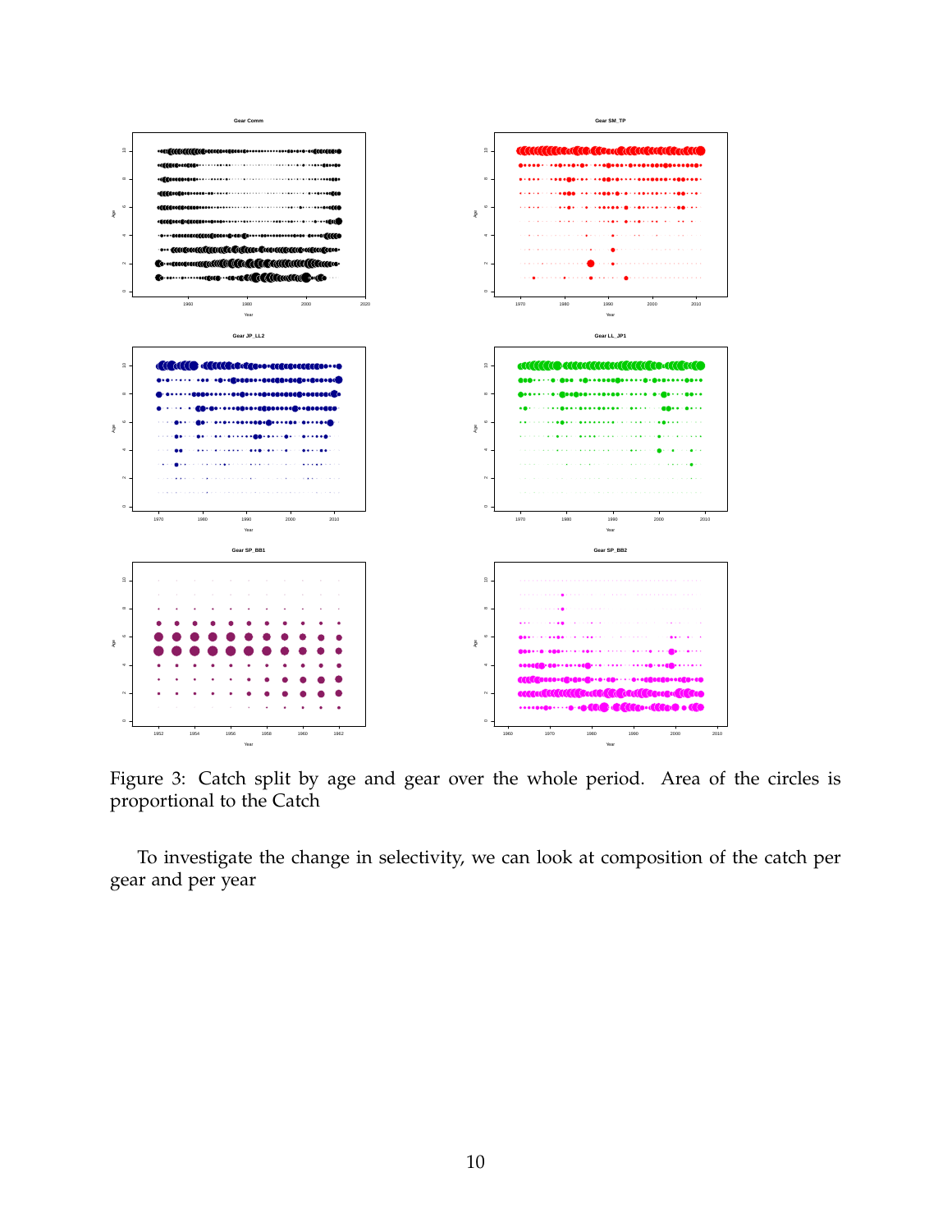Figure 3: Catch split by age and gear over the whole period. Area of the circles is proportional to the Catch

To investigate the change in selectivity, we can look at composition of the catch per gear and per year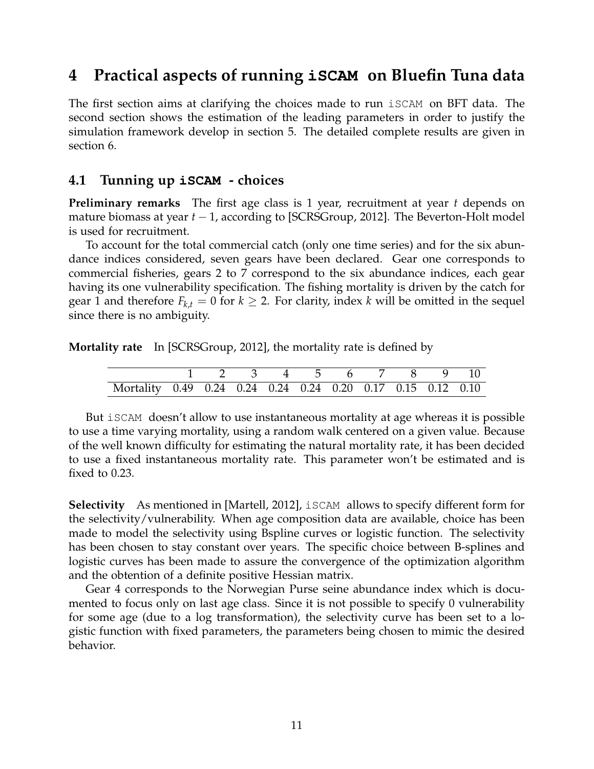# 4 Practical aspects of running **iSCAM** on Bluefin Tuna data

The first section aims at clarifying the choices made to run `iSCAM` on BFT data. The second section shows the estimation of the leading parameters in order to justify the simulation framework develop in section 5. The detailed complete results are given in section 6.

## 4.1 Tunning up **iSCAM** - choices

**Preliminary remarks** The first age class is 1 year, recruitment at year $t$ depends on mature biomass at year $t-1$, according to [SCRSGroup, 2012]. The Beverton-Holt model is used for recruitment.

To account for the total commercial catch (only one time series) and for the six abundance indices considered, seven gears have been declared. Gear one corresponds to commercial fisheries, gears 2 to 7 correspond to the six abundance indices, each gear having its one vulnerability specification. The fishing mortality is driven by the catch for gear 1 and therefore $F_{k,t} = 0$ for $k \geq 2$. For clarity, index $k$ will be omitted in the sequel since there is no ambiguity.

**Mortality rate** In [SCRSGroup, 2012], the mortality rate is defined by

| | 1 | 2 | 3 | 4 | 5 | 6 | 7 | 8 | 9 | 10 |
|---|---|---|---|---|---|---|---|---|---|---|
| Mortality | 0.49 | 0.24 | 0.24 | 0.24 | 0.24 | 0.20 | 0.17 | 0.15 | 0.12 | 0.10 |

But `iSCAM` doesn't allow to use instantaneous mortality at age whereas it is possible to use a time varying mortality, using a random walk centered on a given value. Because of the well known difficulty for estimating the natural mortality rate, it has been decided to use a fixed instantaneous mortality rate. This parameter won't be estimated and is fixed to 0.23.

**Selectivity** As mentioned in [Martell, 2012], `iSCAM` allows to specify different form for the selectivity/vulnerability. When age composition data are available, choice has been made to model the selectivity using Bspline curves or logistic function. The selectivity has been chosen to stay constant over years. The specific choice between B-splines and logistic curves has been made to assure the convergence of the optimization algorithm and the obtention of a definite positive Hessian matrix.

Gear 4 corresponds to the Norwegian Purse seine abundance index which is documented to focus only on last age class. Since it is not possible to specify 0 vulnerability for some age (due to a log transformation), the selectivity curve has been set to a logistic function with fixed parameters, the parameters being chosen to mimic the desired behavior.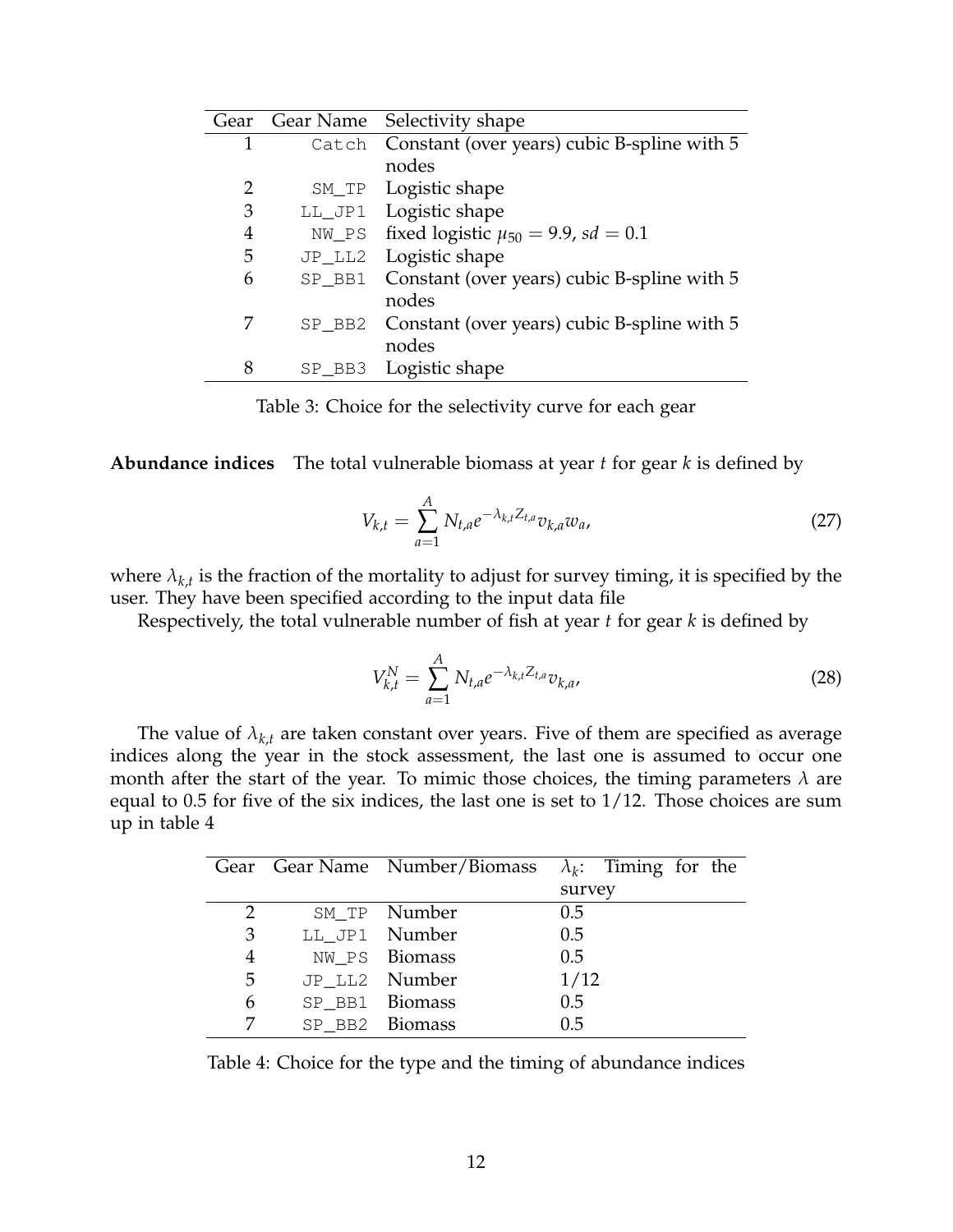| Gear | Gear Name | Selectivity shape |
|---|---|---|
| 1 | Catch | Constant (over years) cubic B-spline with 5 nodes |
| 2 | SM_TP | Logistic shape |
| 3 | LL_JP1 | Logistic shape |
| 4 | NW_PS | fixed logistic $\mu_{50} = 9.9$, $sd = 0.1$ |
| 5 | JP_LL2 | Logistic shape |
| 6 | SP_BB1 | Constant (over years) cubic B-spline with 5 nodes |
| 7 | SP_BB2 | Constant (over years) cubic B-spline with 5 nodes |
| 8 | SP_BB3 | Logistic shape |

Table 3: Choice for the selectivity curve for each gear

**Abundance indices** The total vulnerable biomass at year $t$ for gear $k$ is defined by

$$V_{k,t} = \sum_{a=1}^{A} N_{t,a} e^{-\lambda_{k,t} Z_{t,a}} v_{k,a} w_a, \tag{27}$$

where $\lambda_{k,t}$ is the fraction of the mortality to adjust for survey timing, it is specified by the user. They have been specified according to the input data file

Respectively, the total vulnerable number of fish at year $t$ for gear $k$ is defined by

$$V_{k,t}^{N} = \sum_{a=1}^{A} N_{t,a} e^{-\lambda_{k,t} Z_{t,a}} v_{k,a}, \tag{28}$$

The value of $\lambda_{k,t}$ are taken constant over years. Five of them are specified as average indices along the year in the stock assessment, the last one is assumed to occur one month after the start of the year. To mimic those choices, the timing parameters $\lambda$ are equal to 0.5 for five of the six indices, the last one is set to $1/12$. Those choices are sum up in table 4

| Gear | Gear Name | Number/Biomass | $\lambda_k$: Timing for the survey |
|---|---|---|---|
| 2 | SM_TP | Number | 0.5 |
| 3 | LL_JP1 | Number | 0.5 |
| 4 | NW_PS | Biomass | 0.5 |
| 5 | JP_LL2 | Number | 1/12 |
| 6 | SP_BB1 | Biomass | 0.5 |
| 7 | SP_BB2 | Biomass | 0.5 |

Table 4: Choice for the type and the timing of abundance indices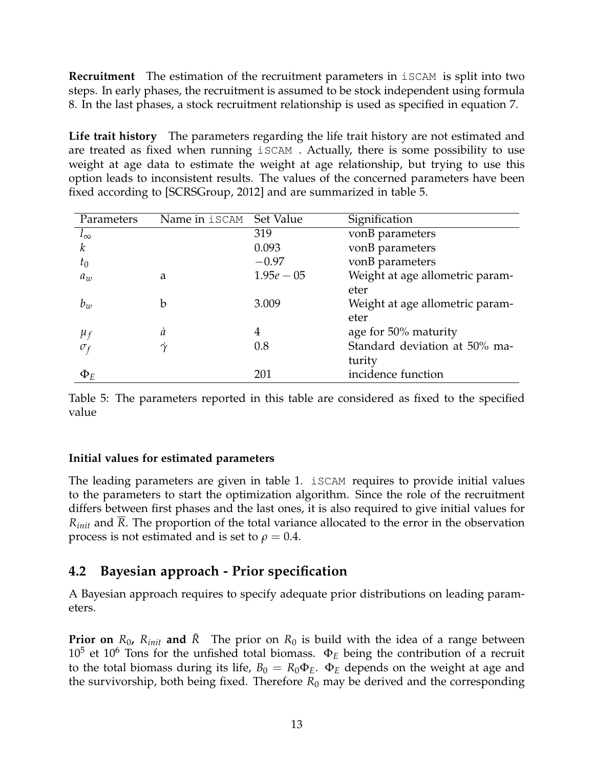**Recruitment** The estimation of the recruitment parameters in `iSCAM` is split into two steps. In early phases, the recruitment is assumed to be stock independent using formula 8. In the last phases, a stock recruitment relationship is used as specified in equation 7.

**Life trait history** The parameters regarding the life trait history are not estimated and are treated as fixed when running `iSCAM` . Actually, there is some possibility to use weight at age data to estimate the weight at age relationship, but trying to use this option leads to inconsistent results. The values of the concerned parameters have been fixed according to [SCRSGroup, 2012] and are summarized in table 5.

| Parameters | Name in `iSCAM` | Set Value | Signification |
|---|---|---|---|
| $l_\infty$ | | 319 | vonB parameters |
| $k$ | | 0.093 | vonB parameters |
| $t_0$ | | $-0.97$ | vonB parameters |
| $a_w$ | a | $1.95e-05$ | Weight at age allometric parameter |
| $b_w$ | b | 3.009 | Weight at age allometric parameter |
| $\mu_f$ | $\dot{a}$ | 4 | age for 50% maturity |
| $\sigma_f$ | $\dot{\gamma}$ | 0.8 | Standard deviation at 50% maturity |
| $\Phi_E$ | | 201 | incidence function |

Table 5: The parameters reported in this table are considered as fixed to the specified value

**Initial values for estimated parameters**

The leading parameters are given in table 1. `iSCAM` requires to provide initial values to the parameters to start the optimization algorithm. Since the role of the recruitment differs between first phases and the last ones, it is also required to give initial values for $R_{init}$ and $\overline{R}$. The proportion of the total variance allocated to the error in the observation process is not estimated and is set to $\rho = 0.4$.

## 4.2 Bayesian approach - Prior specification

A Bayesian approach requires to specify adequate prior distributions on leading parameters.

**Prior on $R_0$, $R_{init}$ and $\bar{R}$** The prior on $R_0$ is build with the idea of a range between $10^5$ et $10^6$ Tons for the unfished total biomass. $\Phi_E$ being the contribution of a recruit to the total biomass during its life, $B_0 = R_0\Phi_E$. $\Phi_E$ depends on the weight at age and the survivorship, both being fixed. Therefore $R_0$ may be derived and the corresponding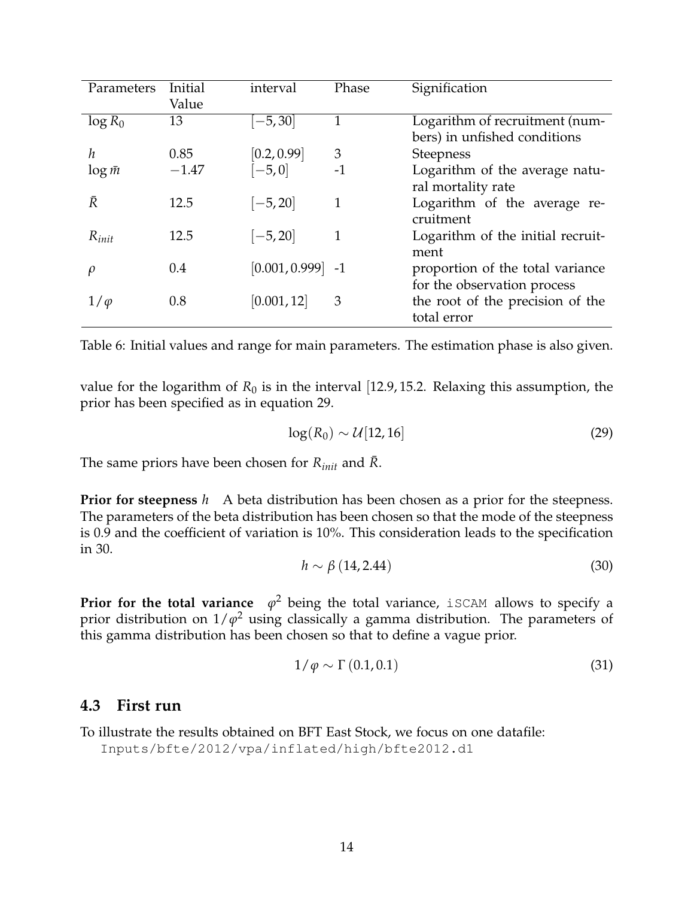| Parameters | Initial Value | interval | Phase | Signification |
| --- | --- | --- | --- | --- |
| $\log R_0$ | 13 | $[-5, 30]$ | 1 | Logarithm of recruitment (numbers) in unfished conditions |
| $h$ | 0.85 | $[0.2, 0.99]$ | 3 | Steepness |
| $\log \bar{m}$ | $-1.47$ | $[-5, 0]$ | -1 | Logarithm of the average natural mortality rate |
| $\bar{R}$ | 12.5 | $[-5, 20]$ | 1 | Logarithm of the average recruitment |
| $R_{init}$ | 12.5 | $[-5, 20]$ | 1 | Logarithm of the initial recruitment |
| $\rho$ | 0.4 | $[0.001, 0.999]$ | -1 | proportion of the total variance for the observation process |
| $1/\varphi$ | 0.8 | $[0.001, 12]$ | 3 | the root of the precision of the total error |

Table 6: Initial values and range for main parameters. The estimation phase is also given.

value for the logarithm of $R_0$ is in the interval $[12.9, 15.2$. Relaxing this assumption, the prior has been specified as in equation 29.

$$\log(R_0) \sim \mathcal{U}[12, 16] \tag{29}$$

The same priors have been chosen for $R_{init}$ and $\bar{R}$.

**Prior for steepness** $h$ A beta distribution has been chosen as a prior for the steepness. The parameters of the beta distribution has been chosen so that the mode of the steepness is 0.9 and the coefficient of variation is 10%. This consideration leads to the specification in 30.

$$h \sim \beta\,(14, 2.44) \tag{30}$$

**Prior for the total variance** $\varphi^2$ being the total variance, `iSCAM` allows to specify a prior distribution on $1/\varphi^2$ using classically a gamma distribution. The parameters of this gamma distribution has been chosen so that to define a vague prior.

$$1/\varphi \sim \Gamma\,(0.1, 0.1) \tag{31}$$

### 4.3 First run

To illustrate the results obtained on BFT East Stock, we focus on one datafile:

```
Inputs/bfte/2012/vpa/inflated/high/bfte2012.dl
```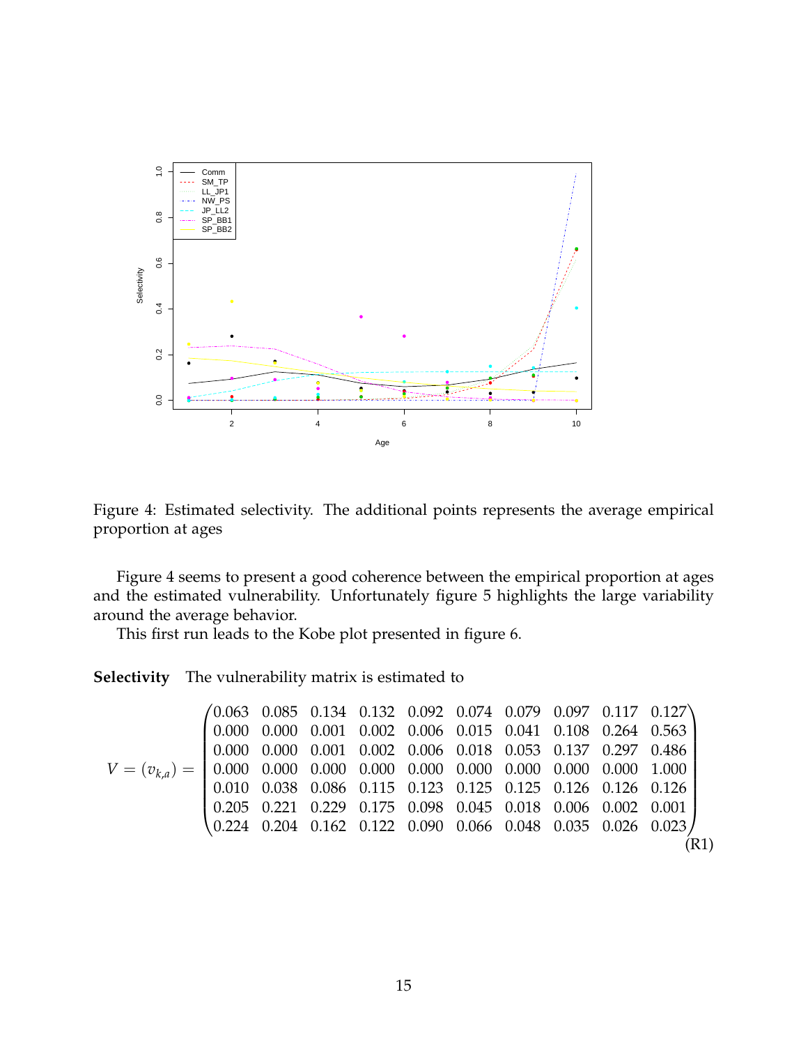Figure 4: Estimated selectivity. The additional points represents the average empirical proportion at ages

Figure 4 seems to present a good coherence between the empirical proportion at ages and the estimated vulnerability. Unfortunately figure 5 highlights the large variability around the average behavior.

This first run leads to the Kobe plot presented in figure 6.

**Selectivity** The vulnerability matrix is estimated to

$$V = (v_{k,a}) = \begin{pmatrix} 0.063 & 0.085 & 0.134 & 0.132 & 0.092 & 0.074 & 0.079 & 0.097 & 0.117 & 0.127 \\ 0.000 & 0.000 & 0.001 & 0.002 & 0.006 & 0.015 & 0.041 & 0.108 & 0.264 & 0.563 \\ 0.000 & 0.000 & 0.001 & 0.002 & 0.006 & 0.018 & 0.053 & 0.137 & 0.297 & 0.486 \\ 0.000 & 0.000 & 0.000 & 0.000 & 0.000 & 0.000 & 0.000 & 0.000 & 0.000 & 1.000 \\ 0.010 & 0.038 & 0.086 & 0.115 & 0.123 & 0.125 & 0.125 & 0.126 & 0.126 & 0.126 \\ 0.205 & 0.221 & 0.229 & 0.175 & 0.098 & 0.045 & 0.018 & 0.006 & 0.002 & 0.001 \\ 0.224 & 0.204 & 0.162 & 0.122 & 0.090 & 0.066 & 0.048 & 0.035 & 0.026 & 0.023 \end{pmatrix} \tag{R1}$$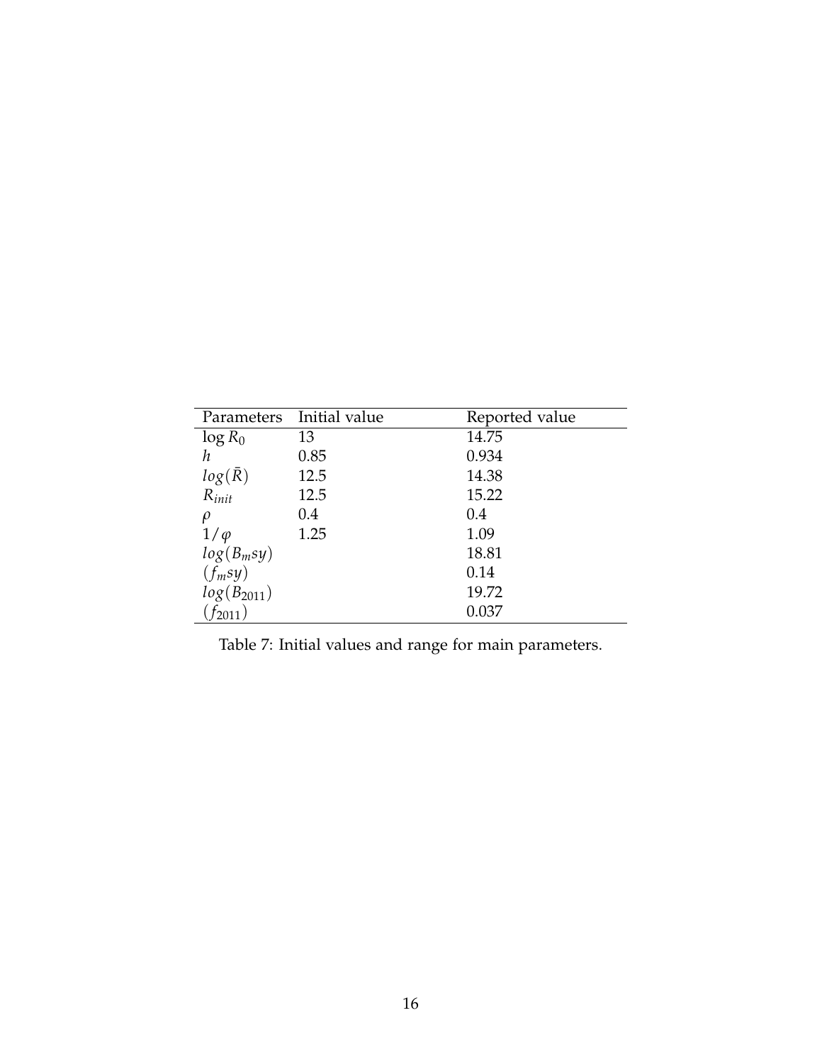| Parameters | Initial value | Reported value |
|---|---|---|
| $\log R_0$ | 13 | 14.75 |
| $h$ | 0.85 | 0.934 |
| $log(\bar{R})$ | 12.5 | 14.38 |
| $R_{init}$ | 12.5 | 15.22 |
| $\rho$ | 0.4 | 0.4 |
| $1/\varphi$ | 1.25 | 1.09 |
| $log(B_msy)$ | | 18.81 |
| $(f_msy)$ | | 0.14 |
| $log(B_{2011})$ | | 19.72 |
| $(f_{2011})$ | | 0.037 |

Table 7: Initial values and range for main parameters.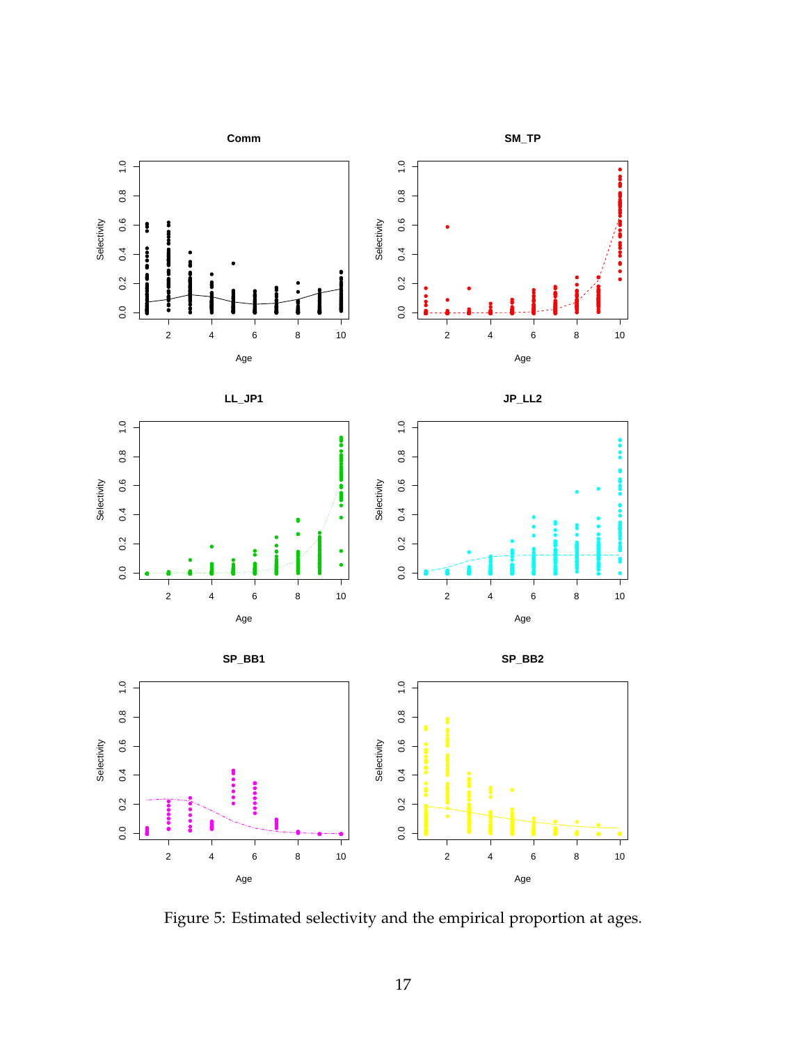Figure 5: Estimated selectivity and the empirical proportion at ages.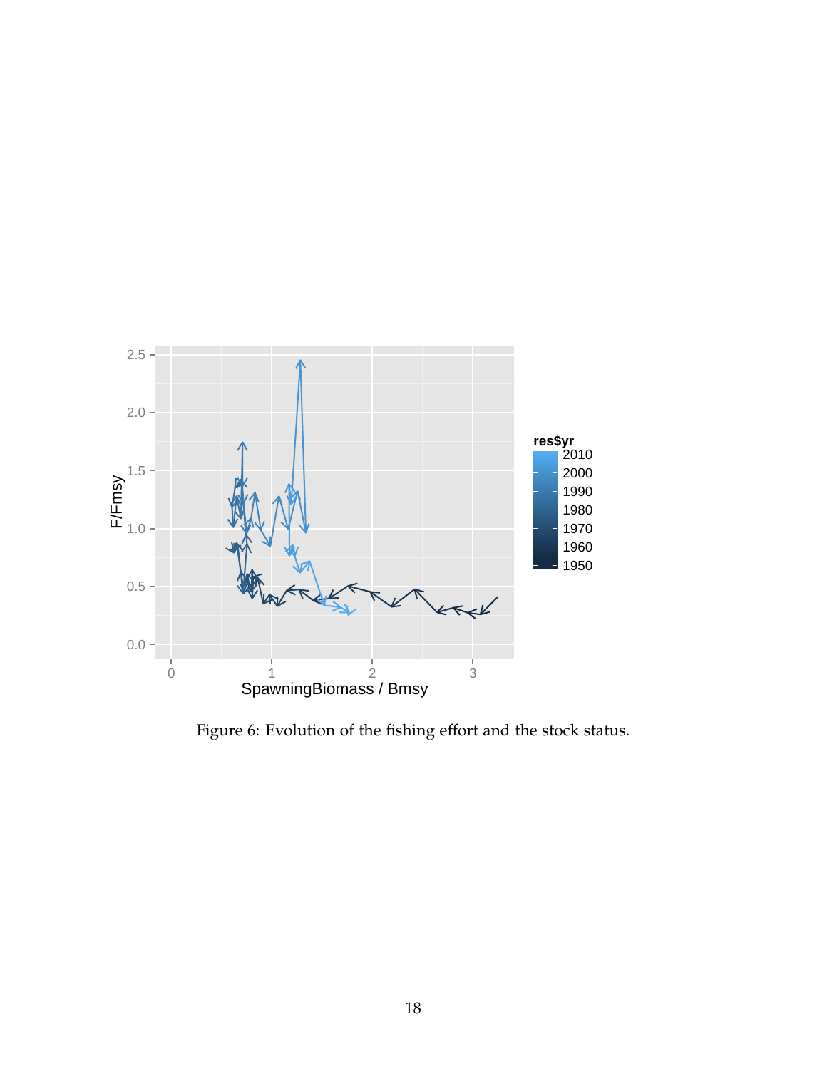Figure 6: Evolution of the fishing effort and the stock status.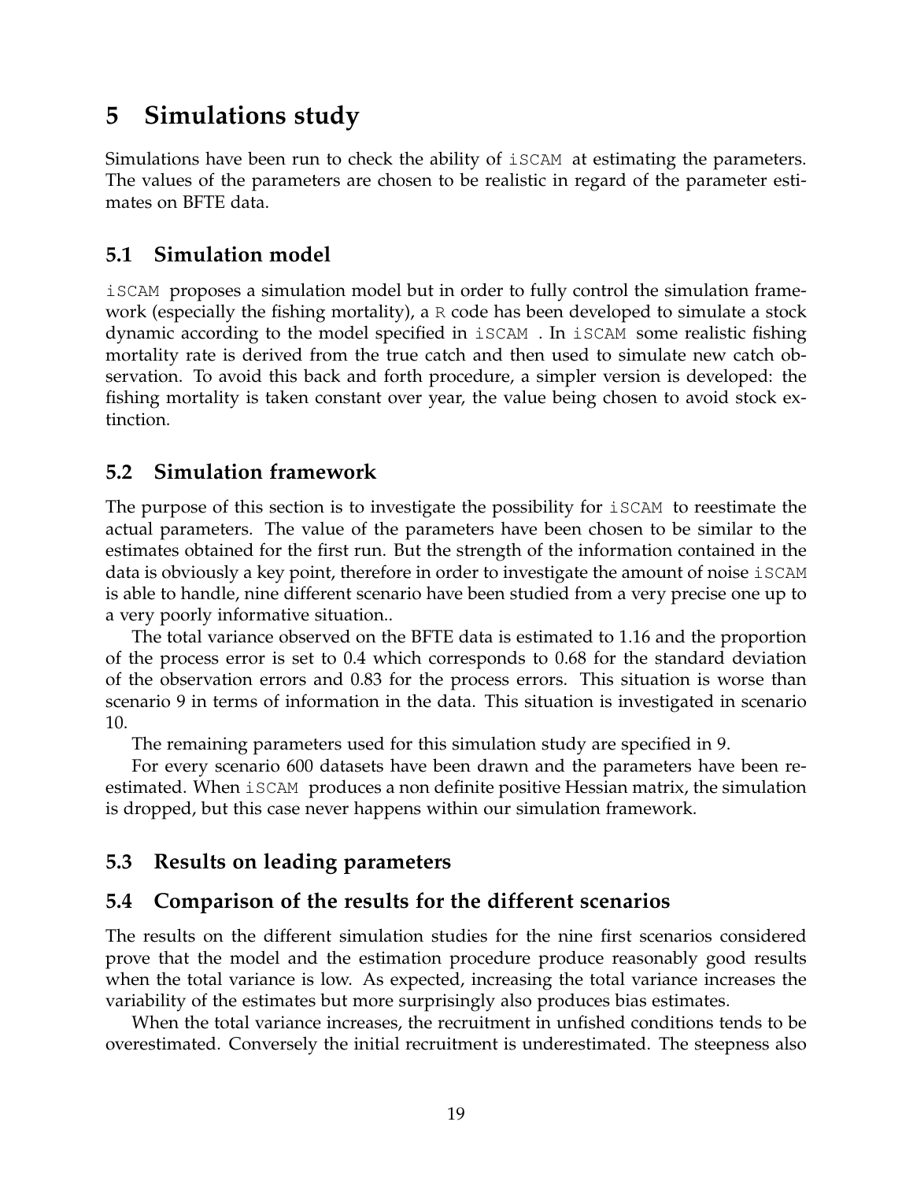# 5 Simulations study

Simulations have been run to check the ability of `iSCAM` at estimating the parameters. The values of the parameters are chosen to be realistic in regard of the parameter estimates on BFTE data.

## 5.1 Simulation model

`iSCAM` proposes a simulation model but in order to fully control the simulation framework (especially the fishing mortality), a `R` code has been developed to simulate a stock dynamic according to the model specified in `iSCAM` . In `iSCAM` some realistic fishing mortality rate is derived from the true catch and then used to simulate new catch observation. To avoid this back and forth procedure, a simpler version is developed: the fishing mortality is taken constant over year, the value being chosen to avoid stock extinction.

## 5.2 Simulation framework

The purpose of this section is to investigate the possibility for `iSCAM` to reestimate the actual parameters. The value of the parameters have been chosen to be similar to the estimates obtained for the first run. But the strength of the information contained in the data is obviously a key point, therefore in order to investigate the amount of noise `iSCAM` is able to handle, nine different scenario have been studied from a very precise one up to a very poorly informative situation..

The total variance observed on the BFTE data is estimated to 1.16 and the proportion of the process error is set to 0.4 which corresponds to 0.68 for the standard deviation of the observation errors and 0.83 for the process errors. This situation is worse than scenario 9 in terms of information in the data. This situation is investigated in scenario 10.

The remaining parameters used for this simulation study are specified in 9.

For every scenario 600 datasets have been drawn and the parameters have been reestimated. When `iSCAM` produces a non definite positive Hessian matrix, the simulation is dropped, but this case never happens within our simulation framework.

## 5.3 Results on leading parameters

## 5.4 Comparison of the results for the different scenarios

The results on the different simulation studies for the nine first scenarios considered prove that the model and the estimation procedure produce reasonably good results when the total variance is low. As expected, increasing the total variance increases the variability of the estimates but more surprisingly also produces bias estimates.

When the total variance increases, the recruitment in unfished conditions tends to be overestimated. Conversely the initial recruitment is underestimated. The steepness also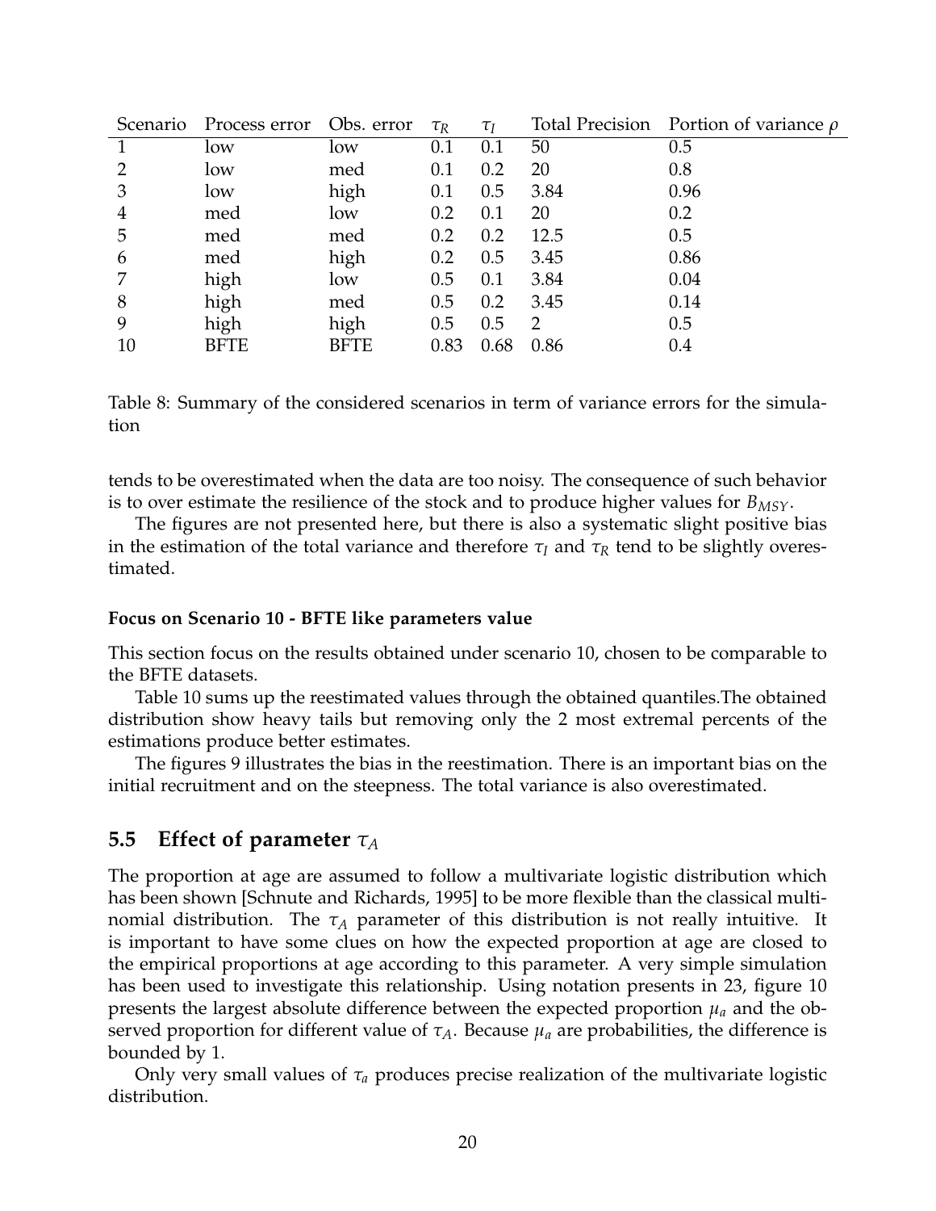| Scenario | Process error | Obs. error | $\tau_R$ | $\tau_I$ | Total Precision | Portion of variance $\rho$ |
|---|---|---|---|---|---|---|
| 1 | low | low | 0.1 | 0.1 | 50 | 0.5 |
| 2 | low | med | 0.1 | 0.2 | 20 | 0.8 |
| 3 | low | high | 0.1 | 0.5 | 3.84 | 0.96 |
| 4 | med | low | 0.2 | 0.1 | 20 | 0.2 |
| 5 | med | med | 0.2 | 0.2 | 12.5 | 0.5 |
| 6 | med | high | 0.2 | 0.5 | 3.45 | 0.86 |
| 7 | high | low | 0.5 | 0.1 | 3.84 | 0.04 |
| 8 | high | med | 0.5 | 0.2 | 3.45 | 0.14 |
| 9 | high | high | 0.5 | 0.5 | 2 | 0.5 |
| 10 | BFTE | BFTE | 0.83 | 0.68 | 0.86 | 0.4 |

Table 8: Summary of the considered scenarios in term of variance errors for the simulation

tends to be overestimated when the data are too noisy. The consequence of such behavior is to over estimate the resilience of the stock and to produce higher values for $B_{MSY}$.

The figures are not presented here, but there is also a systematic slight positive bias in the estimation of the total variance and therefore $\tau_I$ and $\tau_R$ tend to be slightly overestimated.

#### Focus on Scenario 10 - BFTE like parameters value

This section focus on the results obtained under scenario 10, chosen to be comparable to the BFTE datasets.

Table 10 sums up the reestimated values through the obtained quantiles.The obtained distribution show heavy tails but removing only the 2 most extremal percents of the estimations produce better estimates.

The figures 9 illustrates the bias in the reestimation. There is an important bias on the initial recruitment and on the steepness. The total variance is also overestimated.

### 5.5 Effect of parameter $\tau_A$

The proportion at age are assumed to follow a multivariate logistic distribution which has been shown [Schnute and Richards, 1995] to be more flexible than the classical multinomial distribution. The $\tau_A$ parameter of this distribution is not really intuitive. It is important to have some clues on how the expected proportion at age are closed to the empirical proportions at age according to this parameter. A very simple simulation has been used to investigate this relationship. Using notation presents in 23, figure 10 presents the largest absolute difference between the expected proportion $\mu_a$ and the observed proportion for different value of $\tau_A$. Because $\mu_a$ are probabilities, the difference is bounded by 1.

Only very small values of $\tau_a$ produces precise realization of the multivariate logistic distribution.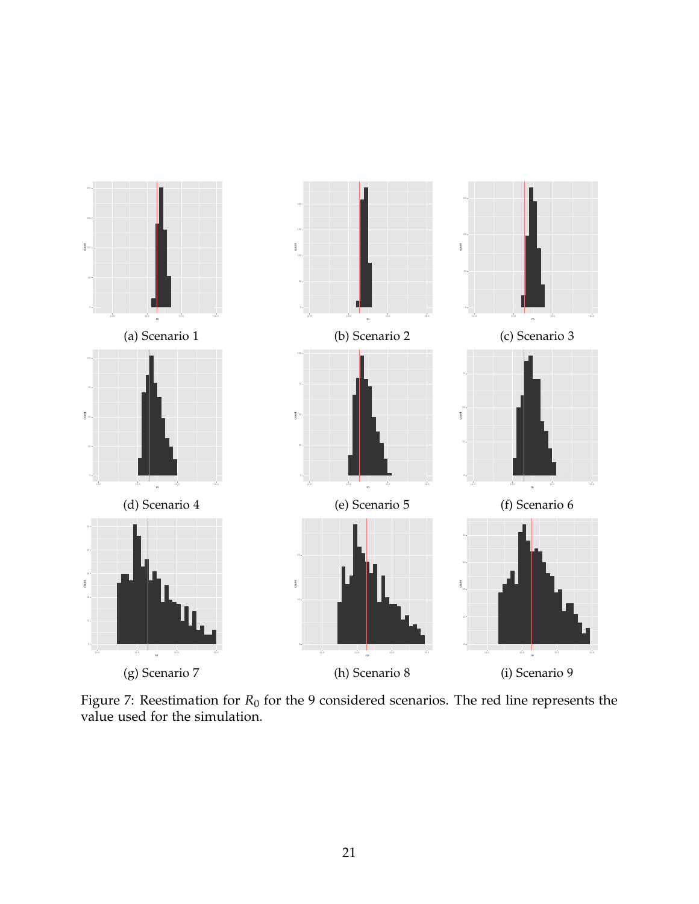(a) Scenario 1

(b) Scenario 2

(c) Scenario 3

(d) Scenario 4

(e) Scenario 5

(f) Scenario 6

(g) Scenario 7

(h) Scenario 8

(i) Scenario 9

Figure 7: Reestimation for $R_0$ for the 9 considered scenarios. The red line represents the value used for the simulation.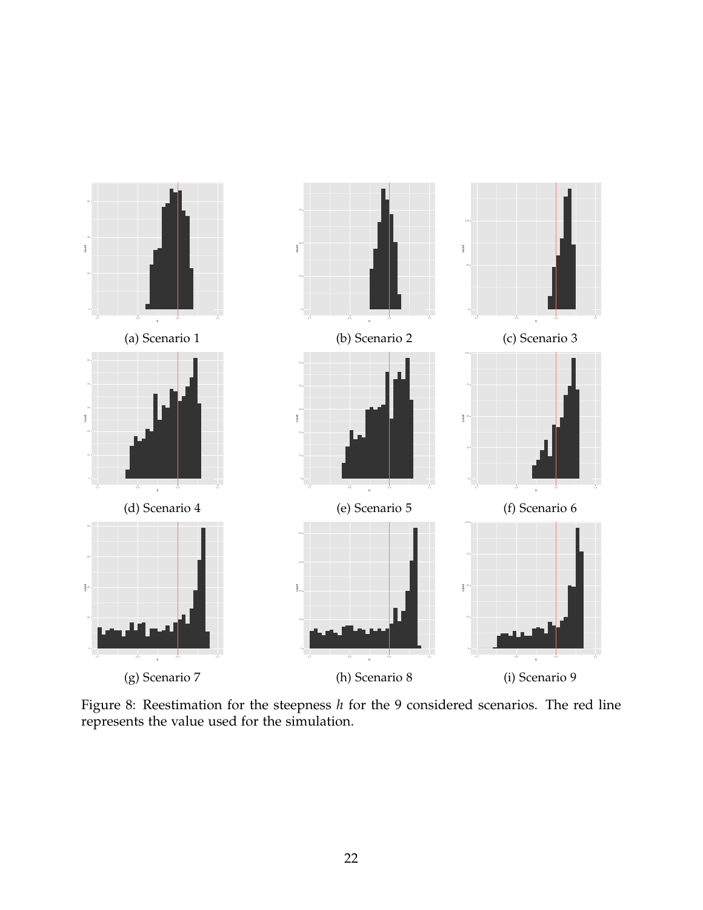(a) Scenario 1

(b) Scenario 2

(c) Scenario 3

(d) Scenario 4

(e) Scenario 5

(f) Scenario 6

(g) Scenario 7

(h) Scenario 8

(i) Scenario 9

Figure 8: Reestimation for the steepness $h$ for the 9 considered scenarios. The red line represents the value used for the simulation.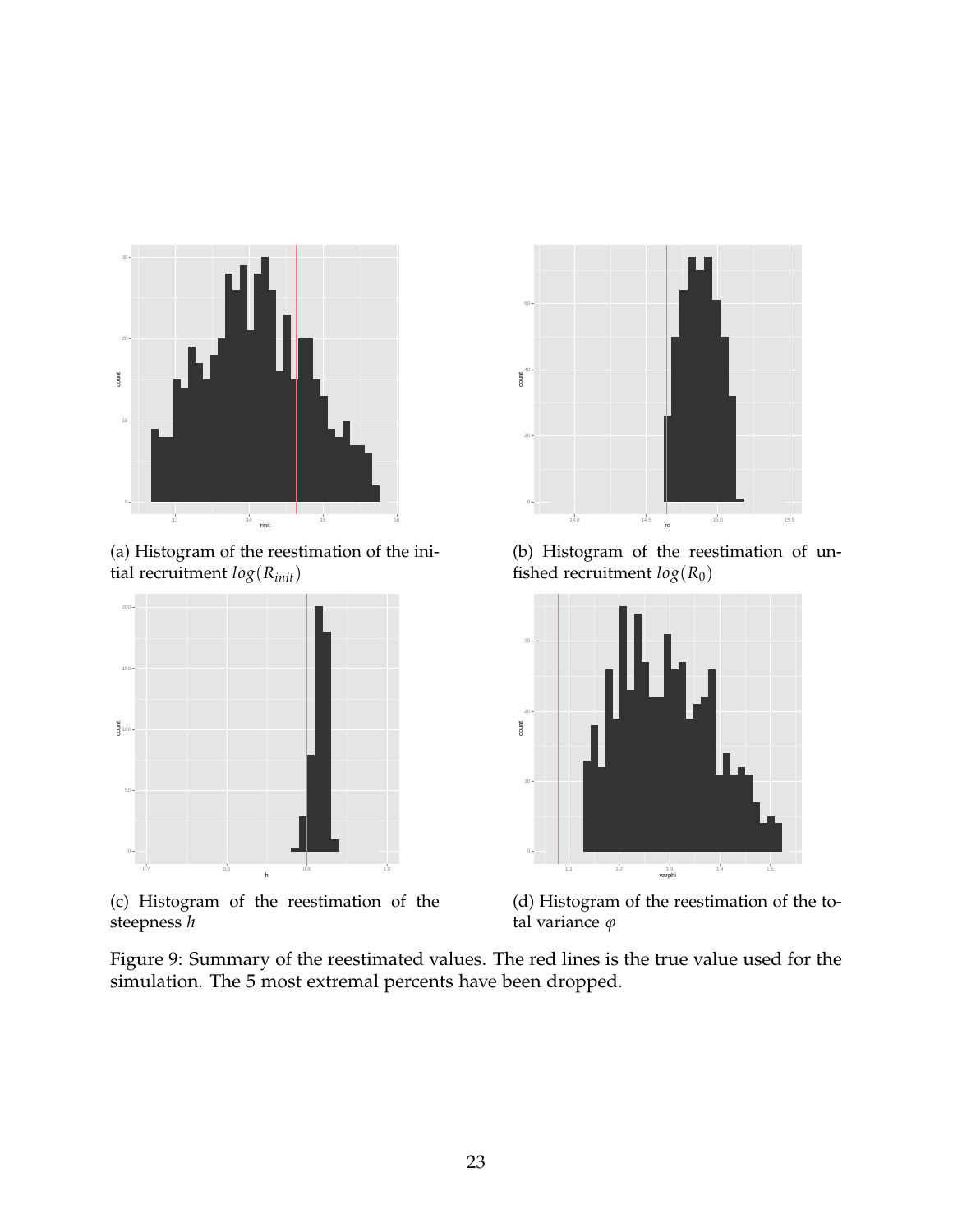(a) Histogram of the reestimation of the initial recruitment $log(R_{init})$

(b) Histogram of the reestimation of unfished recruitment $log(R_0)$

(c) Histogram of the reestimation of the steepness $h$

(d) Histogram of the reestimation of the total variance $\varphi$

Figure 9: Summary of the reestimated values. The red lines is the true value used for the simulation. The 5 most extremal percents have been dropped.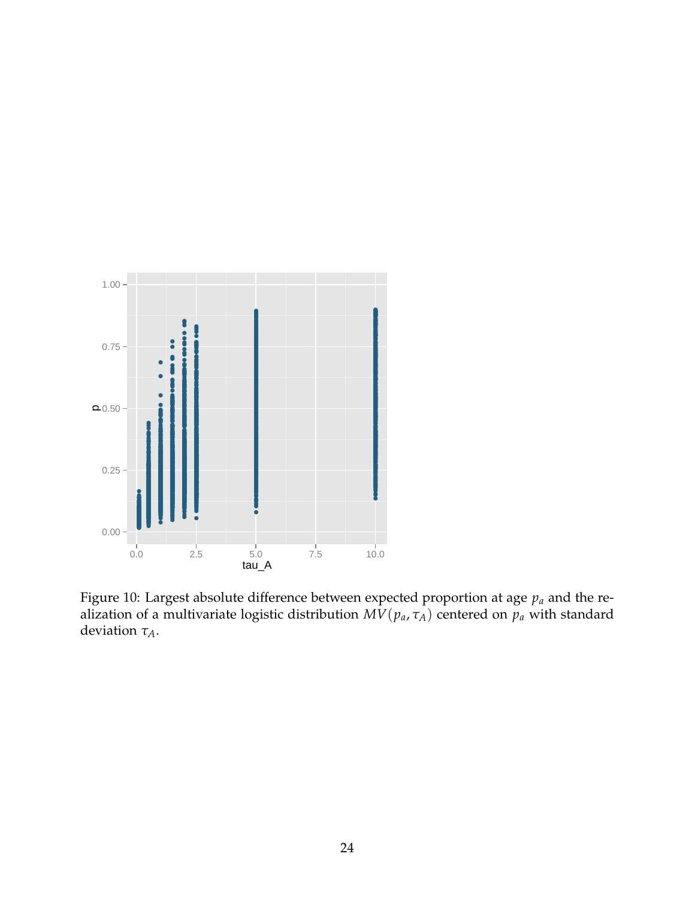Figure 10: Largest absolute difference between expected proportion at age $p_a$ and the realization of a multivariate logistic distribution $MV(p_a, \tau_A)$ centered on $p_a$ with standard deviation $\tau_A$.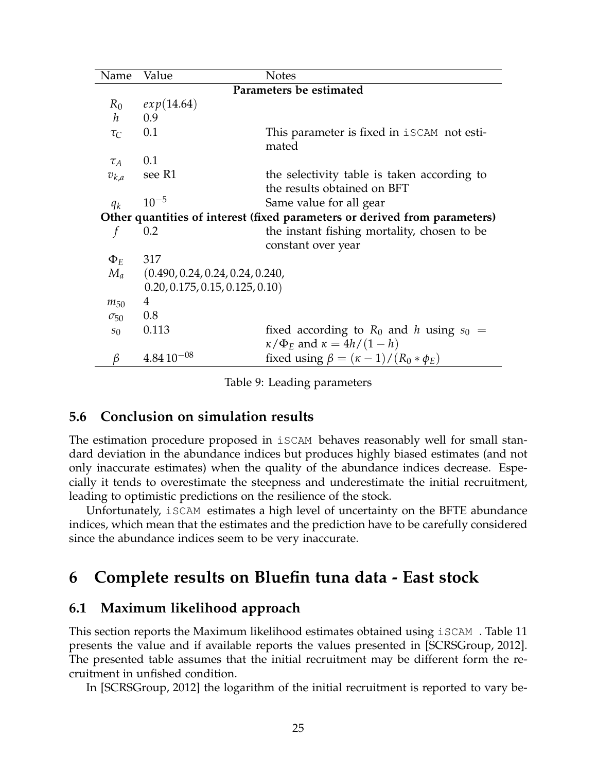| Name | Value | Notes |
|---|---|---|
| **Parameters be estimated** | | |
| $R_0$ | $exp(14.64)$ | |
| $h$ | 0.9 | |
| $\tau_C$ | 0.1 | This parameter is fixed in iSCAM not estimated |
| $\tau_A$ | 0.1 | |
| $v_{k,a}$ | see R1 | the selectivity table is taken according to the results obtained on BFT |
| $q_k$ | $10^{-5}$ | Same value for all gear |
| **Other quantities of interest (fixed parameters or derived from parameters)** | | |
| $f$ | 0.2 | the instant fishing mortality, chosen to be constant over year |
| $\Phi_E$ | 317 | |
| $M_a$ | $(0.490, 0.24, 0.24, 0.24, 0.240,$ $0.20, 0.175, 0.15, 0.125, 0.10)$ | |
| $m_{50}$ | 4 | |
| $\sigma_{50}$ | 0.8 | |
| $s_0$ | 0.113 | fixed according to $R_0$ and $h$ using $s_0 = \kappa/\Phi_E$ and $\kappa = 4h/(1-h)$ |
| $\beta$ | $4.84\,10^{-08}$ | fixed using $\beta = (\kappa - 1)/(R_0 * \phi_E)$ |

Table 9: Leading parameters

### 5.6 Conclusion on simulation results

The estimation procedure proposed in iSCAM behaves reasonably well for small standard deviation in the abundance indices but produces highly biased estimates (and not only inaccurate estimates) when the quality of the abundance indices decrease. Especially it tends to overestimate the steepness and underestimate the initial recruitment, leading to optimistic predictions on the resilience of the stock.

Unfortunately, iSCAM estimates a high level of uncertainty on the BFTE abundance indices, which mean that the estimates and the prediction have to be carefully considered since the abundance indices seem to be very inaccurate.

## 6 Complete results on Bluefin tuna data - East stock

### 6.1 Maximum likelihood approach

This section reports the Maximum likelihood estimates obtained using iSCAM . Table 11 presents the value and if available reports the values presented in [SCRSGroup, 2012]. The presented table assumes that the initial recruitment may be different form the recruitment in unfished condition.

In [SCRSGroup, 2012] the logarithm of the initial recruitment is reported to vary be-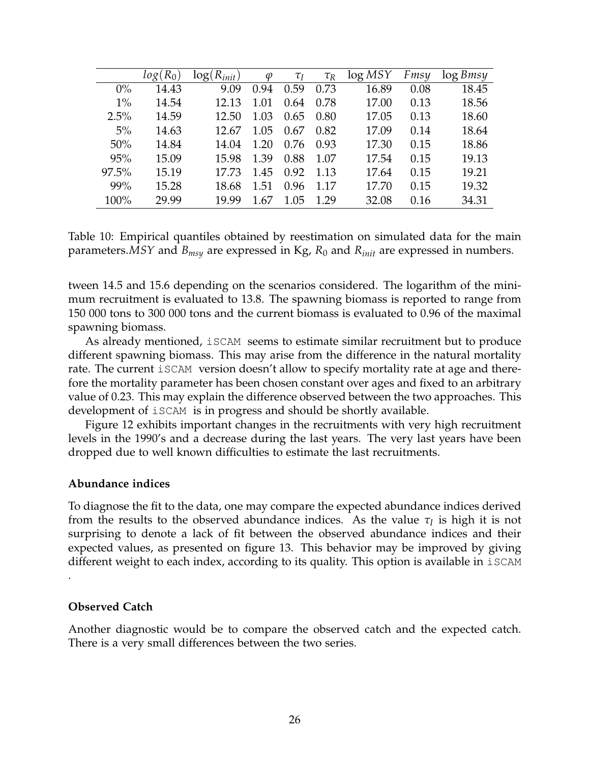|  | $log(R_0)$ | $\log(R_{init})$ | $\varphi$ | $\tau_I$ | $\tau_R$ | $\log MSY$ | $Fmsy$ | $\log Bmsy$ |
|---|---|---|---|---|---|---|---|---|
| 0% | 14.43 | 9.09 | 0.94 | 0.59 | 0.73 | 16.89 | 0.08 | 18.45 |
| 1% | 14.54 | 12.13 | 1.01 | 0.64 | 0.78 | 17.00 | 0.13 | 18.56 |
| 2.5% | 14.59 | 12.50 | 1.03 | 0.65 | 0.80 | 17.05 | 0.13 | 18.60 |
| 5% | 14.63 | 12.67 | 1.05 | 0.67 | 0.82 | 17.09 | 0.14 | 18.64 |
| 50% | 14.84 | 14.04 | 1.20 | 0.76 | 0.93 | 17.30 | 0.15 | 18.86 |
| 95% | 15.09 | 15.98 | 1.39 | 0.88 | 1.07 | 17.54 | 0.15 | 19.13 |
| 97.5% | 15.19 | 17.73 | 1.45 | 0.92 | 1.13 | 17.64 | 0.15 | 19.21 |
| 99% | 15.28 | 18.68 | 1.51 | 0.96 | 1.17 | 17.70 | 0.15 | 19.32 |
| 100% | 29.99 | 19.99 | 1.67 | 1.05 | 1.29 | 32.08 | 0.16 | 34.31 |

Table 10: Empirical quantiles obtained by reestimation on simulated data for the main parameters.$MSY$ and $B_{msy}$ are expressed in Kg, $R_0$ and $R_{init}$ are expressed in numbers.

tween 14.5 and 15.6 depending on the scenarios considered. The logarithm of the minimum recruitment is evaluated to 13.8. The spawning biomass is reported to range from 150 000 tons to 300 000 tons and the current biomass is evaluated to 0.96 of the maximal spawning biomass.

As already mentioned, iSCAM seems to estimate similar recruitment but to produce different spawning biomass. This may arise from the difference in the natural mortality rate. The current iSCAM version doesn't allow to specify mortality rate at age and therefore the mortality parameter has been chosen constant over ages and fixed to an arbitrary value of 0.23. This may explain the difference observed between the two approaches. This development of iSCAM is in progress and should be shortly available.

Figure 12 exhibits important changes in the recruitments with very high recruitment levels in the 1990's and a decrease during the last years. The very last years have been dropped due to well known difficulties to estimate the last recruitments.

**Abundance indices**

To diagnose the fit to the data, one may compare the expected abundance indices derived from the results to the observed abundance indices. As the value $\tau_I$ is high it is not surprising to denote a lack of fit between the observed abundance indices and their expected values, as presented on figure 13. This behavior may be improved by giving different weight to each index, according to its quality. This option is available in iSCAM .

**Observed Catch**

Another diagnostic would be to compare the observed catch and the expected catch. There is a very small differences between the two series.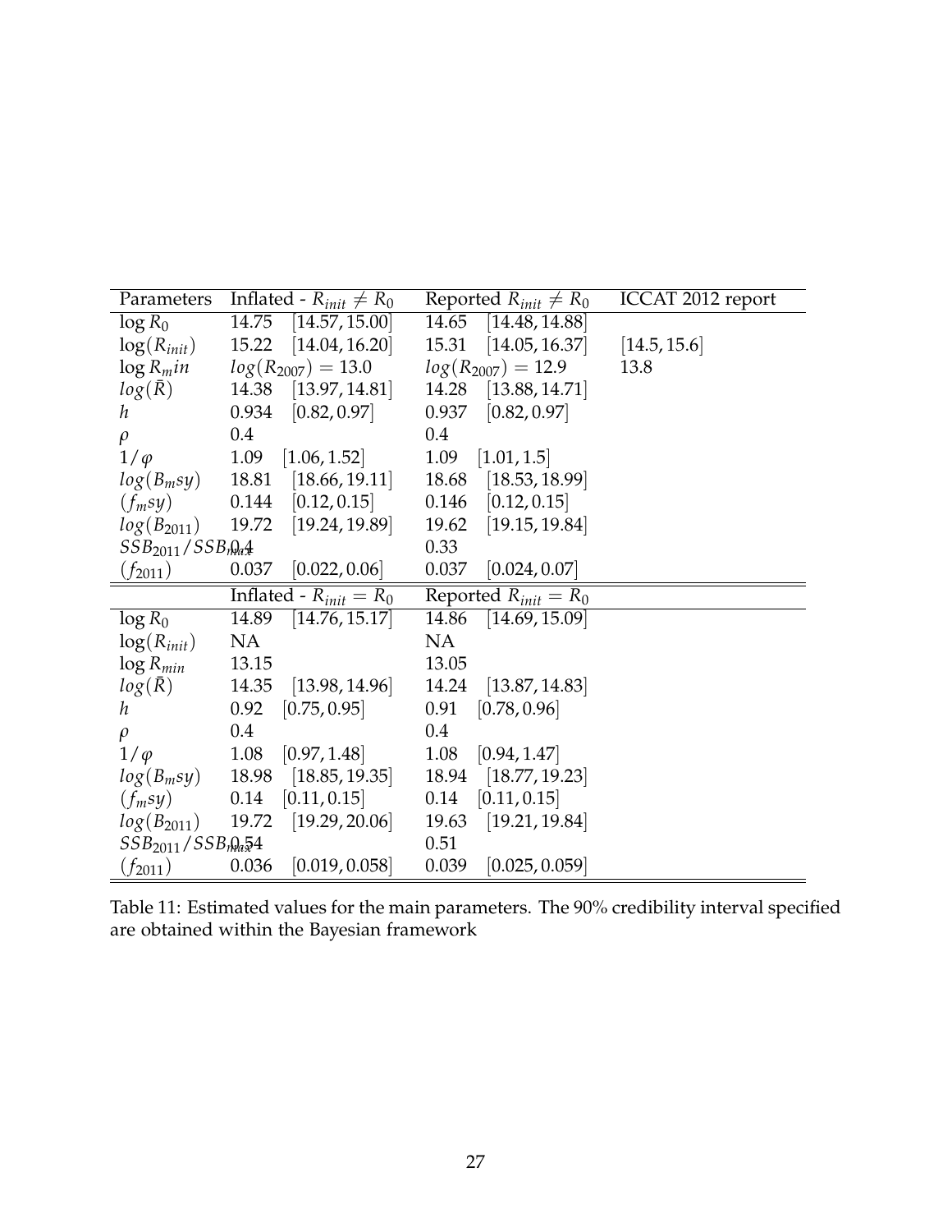| Parameters | Inflated - $R_{init} \neq R_0$ | Reported $R_{init} \neq R_0$ | ICCAT 2012 report |
|---|---|---|---|
| $\log R_0$ | 14.75 $[14.57, 15.00]$ | 14.65 $[14.48, 14.88]$ | |
| $\log(R_{init})$ | 15.22 $[14.04, 16.20]$ | 15.31 $[14.05, 16.37]$ | $[14.5, 15.6]$ |
| $\log R_min$ | $log(R_{2007}) = 13.0$ | $log(R_{2007}) = 12.9$ | 13.8 |
| $log(\bar{R})$ | 14.38 $[13.97, 14.81]$ | 14.28 $[13.88, 14.71]$ | |
| $h$ | 0.934 $[0.82, 0.97]$ | 0.937 $[0.82, 0.97]$ | |
| $\rho$ | 0.4 | 0.4 | |
| $1/\varphi$ | 1.09 $[1.06, 1.52]$ | 1.09 $[1.01, 1.5]$ | |
| $log(B_msy)$ | 18.81 $[18.66, 19.11]$ | 18.68 $[18.53, 18.99]$ | |
| $(f_msy)$ | 0.144 $[0.12, 0.15]$ | 0.146 $[0.12, 0.15]$ | |
| $log(B_{2011})$ | 19.72 $[19.24, 19.89]$ | 19.62 $[19.15, 19.84]$ | |
| $SSB_{2011}/SSB_{max}$ | 0.4 | 0.33 | |
| $(f_{2011})$ | 0.037 $[0.022, 0.06]$ | 0.037 $[0.024, 0.07]$ | |
| | **Inflated - $R_{init} = R_0$** | **Reported $R_{init} = R_0$** | |
| $\log R_0$ | 14.89 $[14.76, 15.17]$ | 14.86 $[14.69, 15.09]$ | |
| $\log(R_{init})$ | NA | NA | |
| $\log R_{min}$ | 13.15 | 13.05 | |
| $log(\bar{R})$ | 14.35 $[13.98, 14.96]$ | 14.24 $[13.87, 14.83]$ | |
| $h$ | 0.92 $[0.75, 0.95]$ | 0.91 $[0.78, 0.96]$ | |
| $\rho$ | 0.4 | 0.4 | |
| $1/\varphi$ | 1.08 $[0.97, 1.48]$ | 1.08 $[0.94, 1.47]$ | |
| $log(B_msy)$ | 18.98 $[18.85, 19.35]$ | 18.94 $[18.77, 19.23]$ | |
| $(f_msy)$ | 0.14 $[0.11, 0.15]$ | 0.14 $[0.11, 0.15]$ | |
| $log(B_{2011})$ | 19.72 $[19.29, 20.06]$ | 19.63 $[19.21, 19.84]$ | |
| $SSB_{2011}/SSB_{max}$ | 0.54 | 0.51 | |
| $(f_{2011})$ | 0.036 $[0.019, 0.058]$ | 0.039 $[0.025, 0.059]$ | |

Table 11: Estimated values for the main parameters. The 90% credibility interval specified are obtained within the Bayesian framework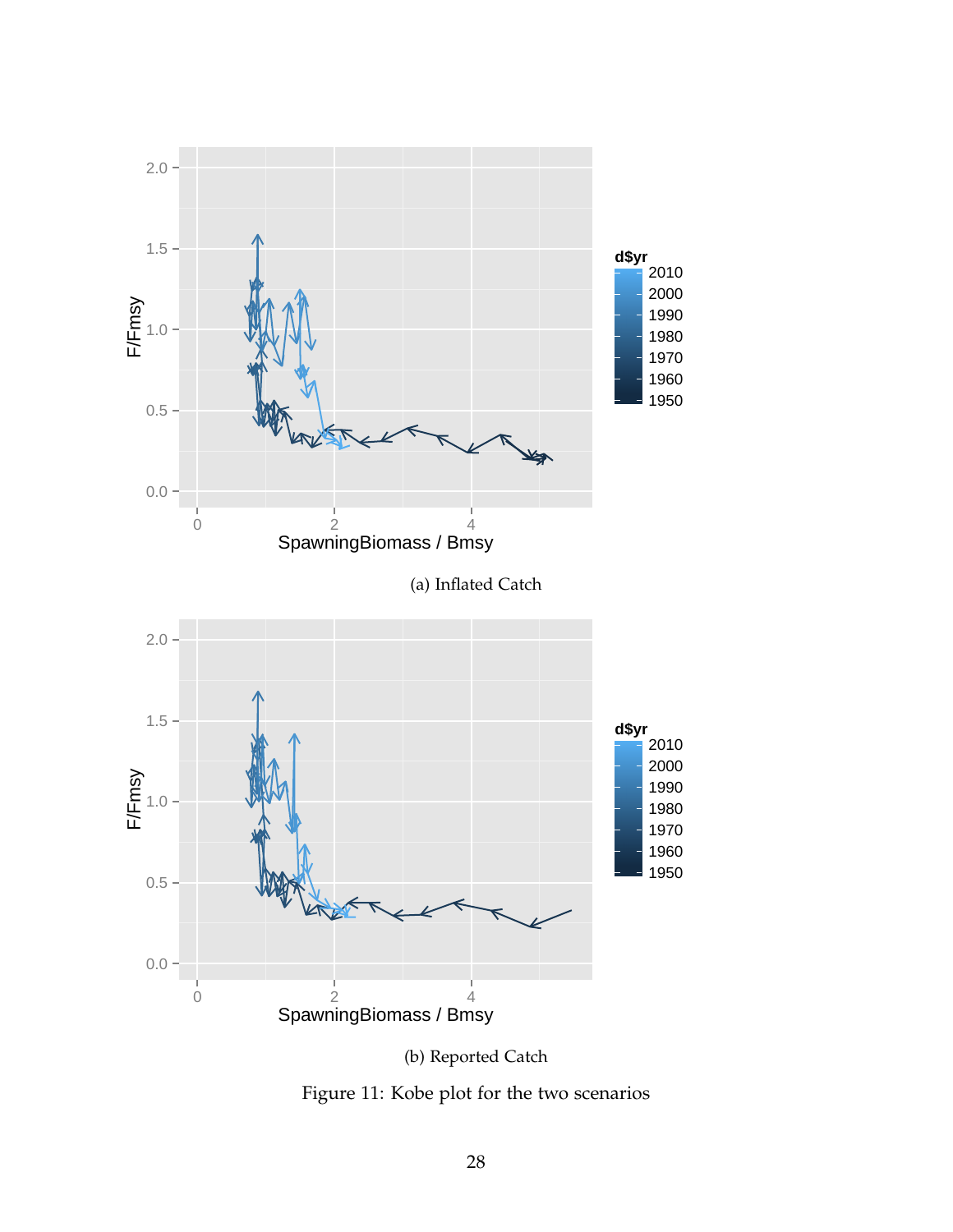(a) Inflated Catch

(b) Reported Catch

Figure 11: Kobe plot for the two scenarios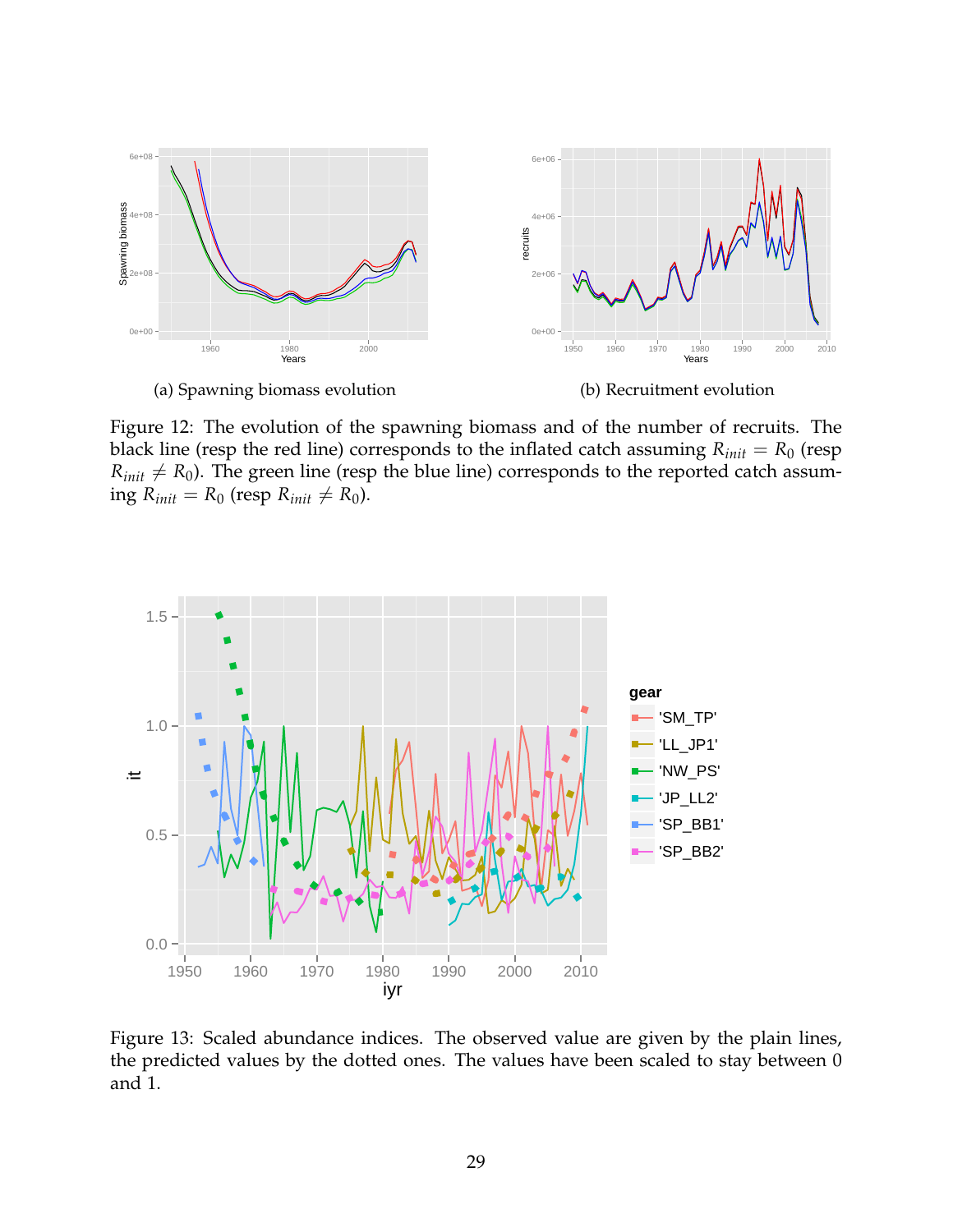(a) Spawning biomass evolution

(b) Recruitment evolution

Figure 12: The evolution of the spawning biomass and of the number of recruits. The black line (resp the red line) corresponds to the inflated catch assuming $R_{init} = R_0$ (resp $R_{init} \neq R_0$). The green line (resp the blue line) corresponds to the reported catch assuming $R_{init} = R_0$ (resp $R_{init} \neq R_0$).

Figure 13: Scaled abundance indices. The observed value are given by the plain lines, the predicted values by the dotted ones. The values have been scaled to stay between 0 and 1.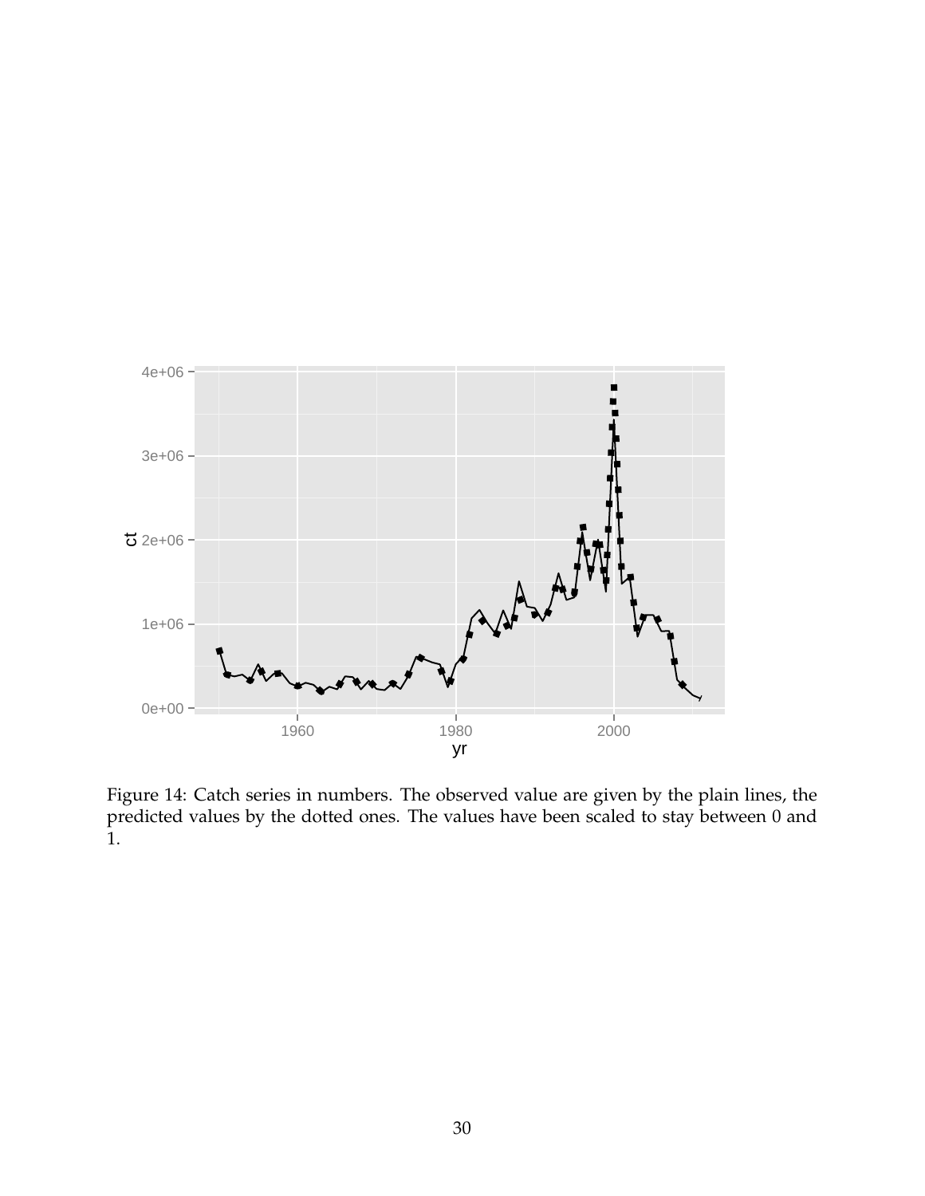Figure 14: Catch series in numbers. The observed value are given by the plain lines, the predicted values by the dotted ones. The values have been scaled to stay between 0 and 1.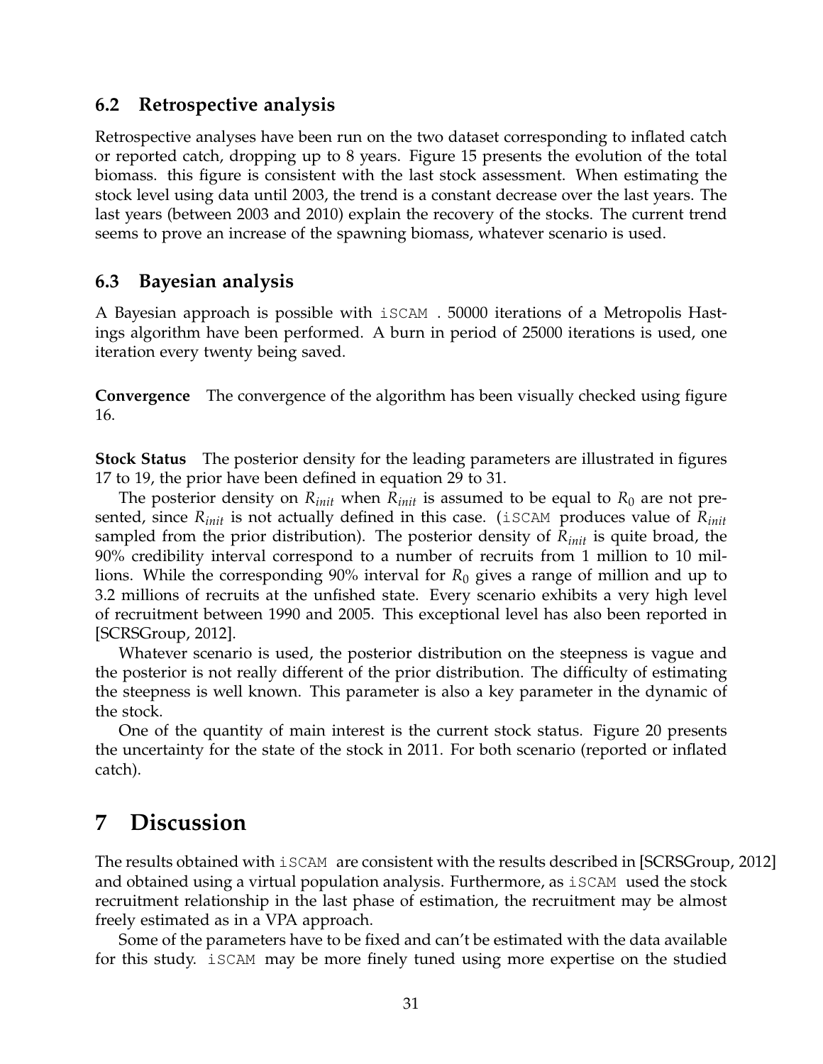## 6.2 Retrospective analysis

Retrospective analyses have been run on the two dataset corresponding to inflated catch or reported catch, dropping up to 8 years. Figure 15 presents the evolution of the total biomass. this figure is consistent with the last stock assessment. When estimating the stock level using data until 2003, the trend is a constant decrease over the last years. The last years (between 2003 and 2010) explain the recovery of the stocks. The current trend seems to prove an increase of the spawning biomass, whatever scenario is used.

## 6.3 Bayesian analysis

A Bayesian approach is possible with `iSCAM` . 50000 iterations of a Metropolis Hastings algorithm have been performed. A burn in period of 25000 iterations is used, one iteration every twenty being saved.

**Convergence** The convergence of the algorithm has been visually checked using figure 16.

**Stock Status** The posterior density for the leading parameters are illustrated in figures 17 to 19, the prior have been defined in equation 29 to 31.

The posterior density on $R_{init}$ when $R_{init}$ is assumed to be equal to $R_0$ are not presented, since $R_{init}$ is not actually defined in this case. (`iSCAM` produces value of $R_{init}$ sampled from the prior distribution). The posterior density of $R_{init}$ is quite broad, the 90% credibility interval correspond to a number of recruits from 1 million to 10 millions. While the corresponding 90% interval for $R_0$ gives a range of million and up to 3.2 millions of recruits at the unfished state. Every scenario exhibits a very high level of recruitment between 1990 and 2005. This exceptional level has also been reported in [SCRSGroup, 2012].

Whatever scenario is used, the posterior distribution on the steepness is vague and the posterior is not really different of the prior distribution. The difficulty of estimating the steepness is well known. This parameter is also a key parameter in the dynamic of the stock.

One of the quantity of main interest is the current stock status. Figure 20 presents the uncertainty for the state of the stock in 2011. For both scenario (reported or inflated catch).

# 7 Discussion

The results obtained with `iSCAM` are consistent with the results described in [SCRSGroup, 2012] and obtained using a virtual population analysis. Furthermore, as `iSCAM` used the stock recruitment relationship in the last phase of estimation, the recruitment may be almost freely estimated as in a VPA approach.

Some of the parameters have to be fixed and can't be estimated with the data available for this study. `iSCAM` may be more finely tuned using more expertise on the studied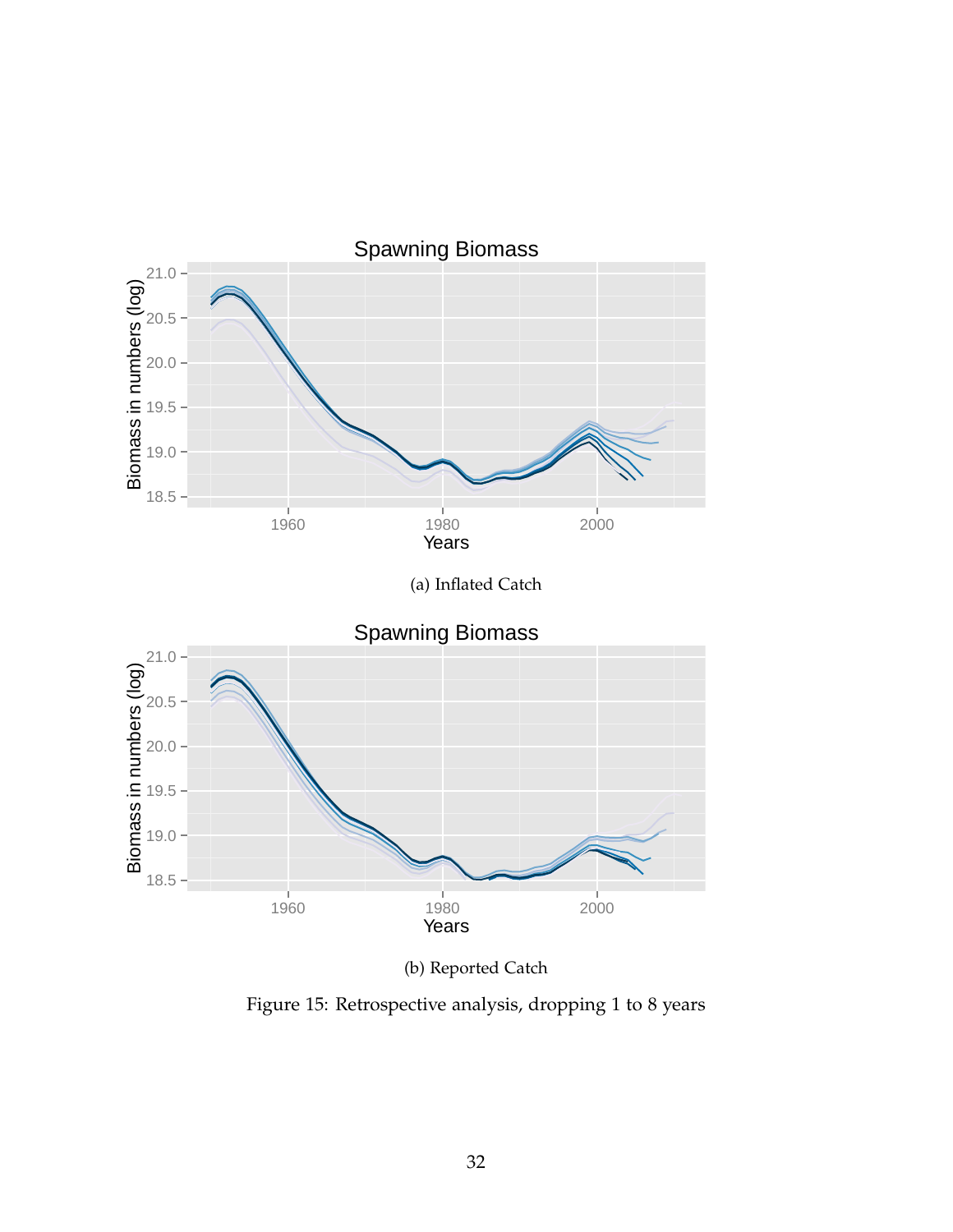(a) Inflated Catch

(b) Reported Catch

Figure 15: Retrospective analysis, dropping 1 to 8 years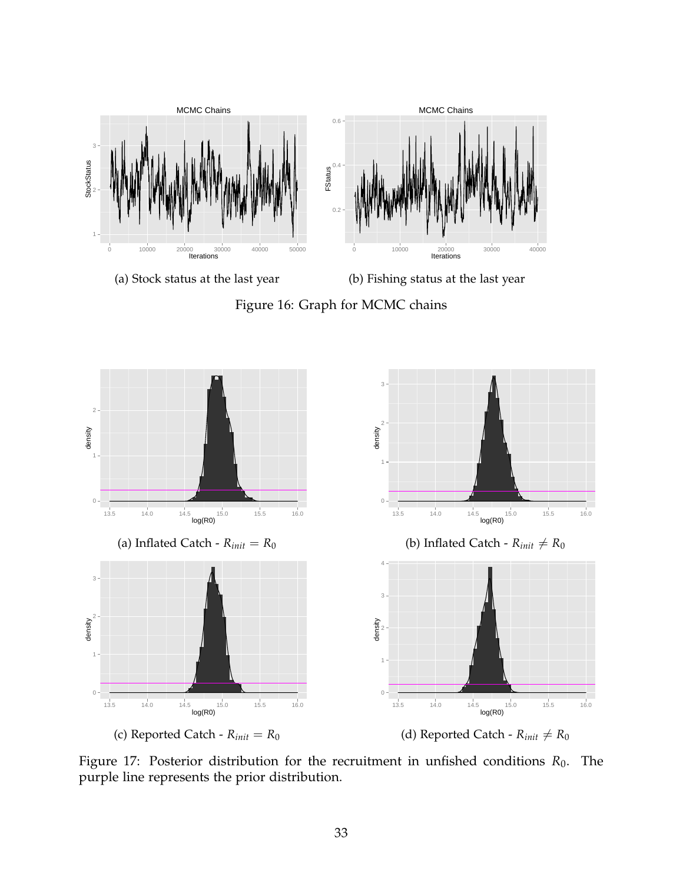(a) Stock status at the last year

(b) Fishing status at the last year

Figure 16: Graph for MCMC chains

(a) Inflated Catch - $R_{init} = R_0$

(b) Inflated Catch - $R_{init} \neq R_0$

(c) Reported Catch - $R_{init} = R_0$

(d) Reported Catch - $R_{init} \neq R_0$

Figure 17: Posterior distribution for the recruitment in unfished conditions $R_0$. The purple line represents the prior distribution.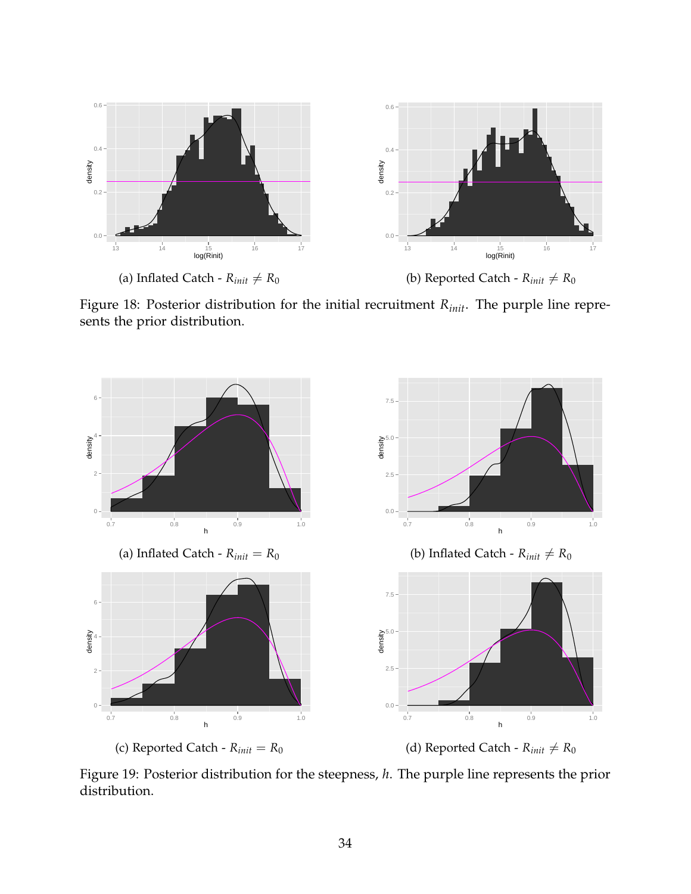(a) Inflated Catch - $R_{init} \neq R_0$

(b) Reported Catch - $R_{init} \neq R_0$

Figure 18: Posterior distribution for the initial recruitment $R_{init}$. The purple line represents the prior distribution.

(a) Inflated Catch - $R_{init} = R_0$

(b) Inflated Catch - $R_{init} \neq R_0$

(c) Reported Catch - $R_{init} = R_0$

(d) Reported Catch - $R_{init} \neq R_0$

Figure 19: Posterior distribution for the steepness, $h$. The purple line represents the prior distribution.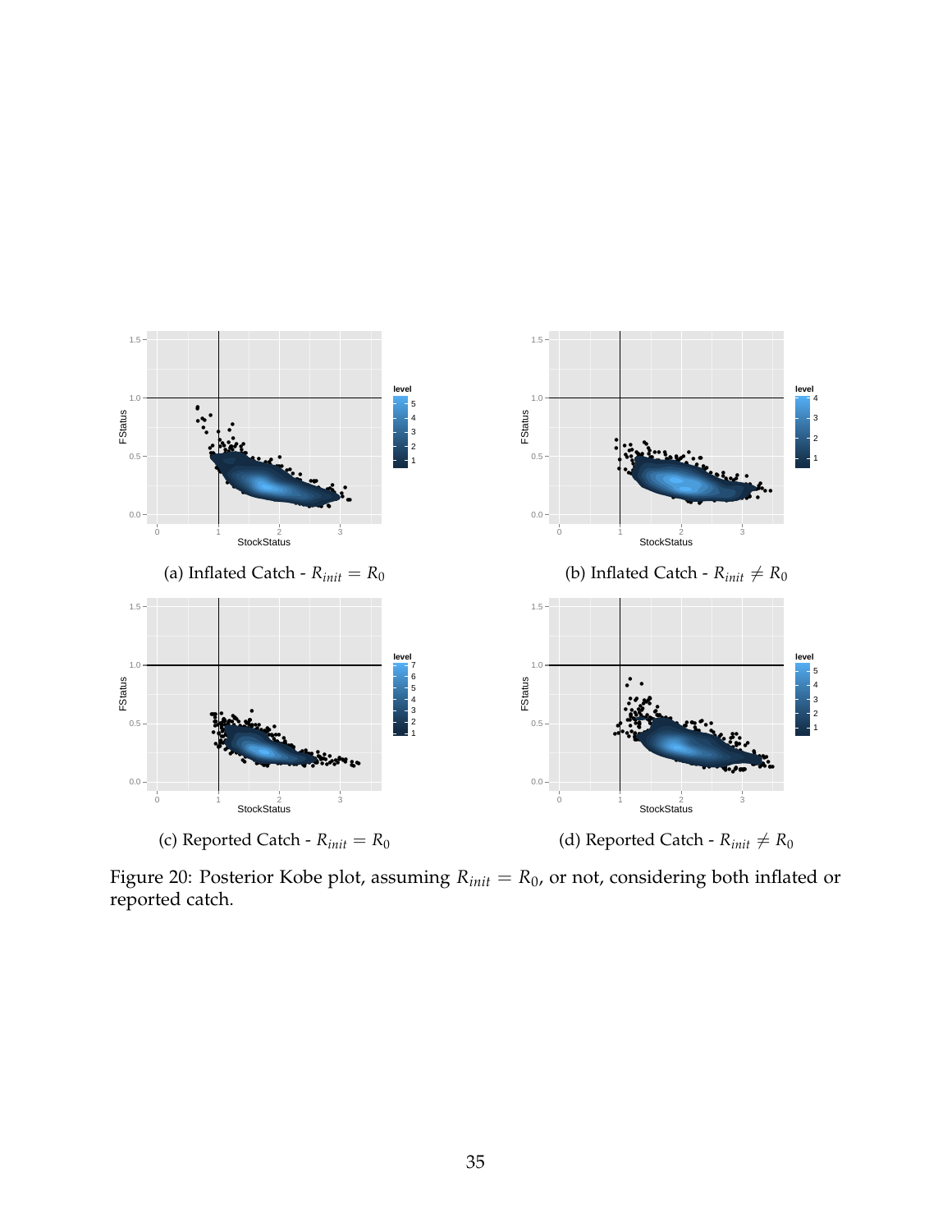(a) Inflated Catch - $R_{init} = R_0$

(b) Inflated Catch - $R_{init} \neq R_0$

(c) Reported Catch - $R_{init} = R_0$

(d) Reported Catch - $R_{init} \neq R_0$

Figure 20: Posterior Kobe plot, assuming $R_{init} = R_0$, or not, considering both inflated or reported catch.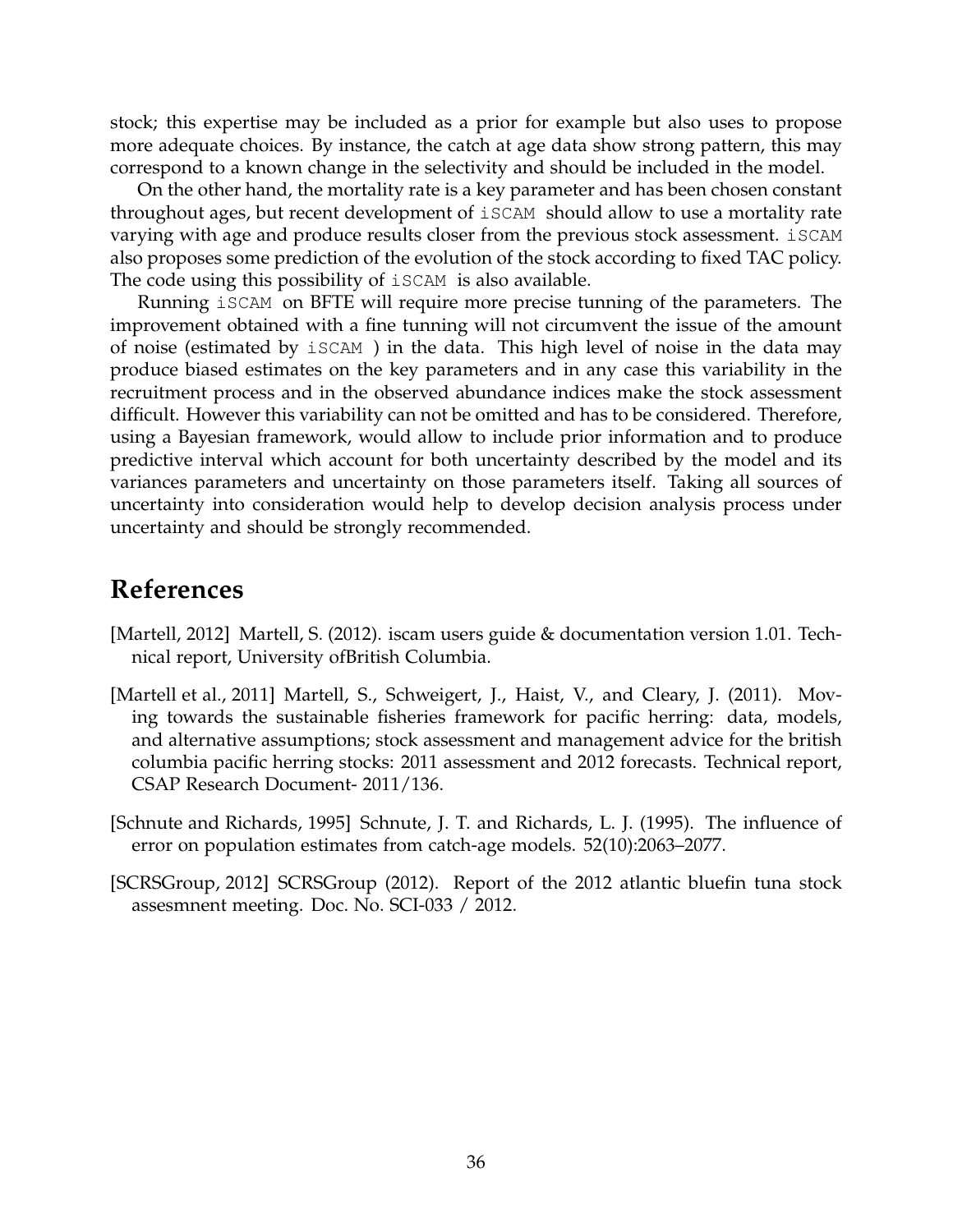stock; this expertise may be included as a prior for example but also uses to propose more adequate choices. By instance, the catch at age data show strong pattern, this may correspond to a known change in the selectivity and should be included in the model.

On the other hand, the mortality rate is a key parameter and has been chosen constant throughout ages, but recent development of `iSCAM` should allow to use a mortality rate varying with age and produce results closer from the previous stock assessment. `iSCAM` also proposes some prediction of the evolution of the stock according to fixed TAC policy. The code using this possibility of `iSCAM` is also available.

Running `iSCAM` on BFTE will require more precise tunning of the parameters. The improvement obtained with a fine tunning will not circumvent the issue of the amount of noise (estimated by `iSCAM` ) in the data. This high level of noise in the data may produce biased estimates on the key parameters and in any case this variability in the recruitment process and in the observed abundance indices make the stock assessment difficult. However this variability can not be omitted and has to be considered. Therefore, using a Bayesian framework, would allow to include prior information and to produce predictive interval which account for both uncertainty described by the model and its variances parameters and uncertainty on those parameters itself. Taking all sources of uncertainty into consideration would help to develop decision analysis process under uncertainty and should be strongly recommended.

# References

[Martell, 2012] Martell, S. (2012). iscam users guide & documentation version 1.01. Technical report, University ofBritish Columbia.

[Martell et al., 2011] Martell, S., Schweigert, J., Haist, V., and Cleary, J. (2011). Moving towards the sustainable fisheries framework for pacific herring: data, models, and alternative assumptions; stock assessment and management advice for the british columbia pacific herring stocks: 2011 assessment and 2012 forecasts. Technical report, CSAP Research Document- 2011/136.

[Schnute and Richards, 1995] Schnute, J. T. and Richards, L. J. (1995). The influence of error on population estimates from catch-age models. 52(10):2063–2077.

[SCRSGroup, 2012] SCRSGroup (2012). Report of the 2012 atlantic bluefin tuna stock assesmnent meeting. Doc. No. SCI-033 / 2012.